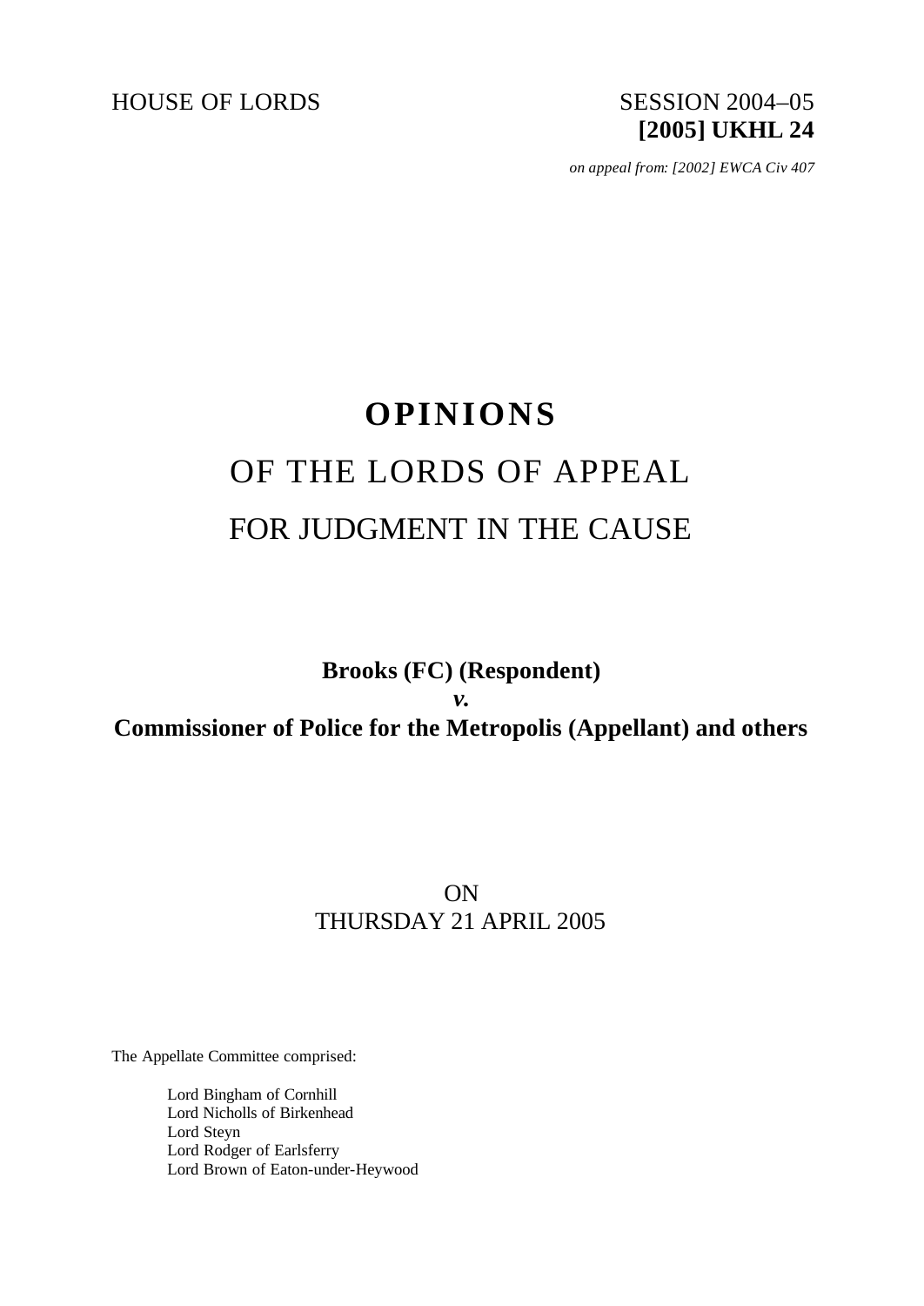HOUSE OF LORDS

SESSION 2004–05
**[2005] UKHL 24**

*on appeal from: [2002] EWCA Civ 407*

# OPINIONS

## OF THE LORDS OF APPEAL

## FOR JUDGMENT IN THE CAUSE

**Brooks (FC) (Respondent)**
***v.***
**Commissioner of Police for the Metropolis (Appellant) and others**

ON
THURSDAY 21 APRIL 2005

The Appellate Committee comprised:

Lord Bingham of Cornhill
Lord Nicholls of Birkenhead
Lord Steyn
Lord Rodger of Earlsferry
Lord Brown of Eaton-under-Heywood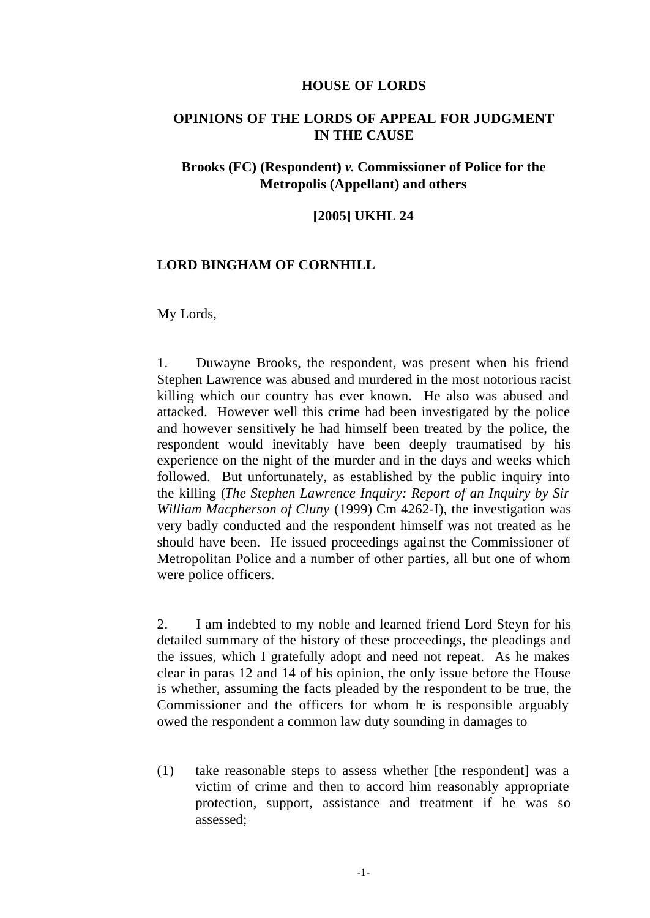**HOUSE OF LORDS**

**OPINIONS OF THE LORDS OF APPEAL FOR JUDGMENT IN THE CAUSE**

**Brooks (FC) (Respondent) *v.* Commissioner of Police for the Metropolis (Appellant) and others**

**[2005] UKHL 24**

**LORD BINGHAM OF CORNHILL**

My Lords,

1. Duwayne Brooks, the respondent, was present when his friend Stephen Lawrence was abused and murdered in the most notorious racist killing which our country has ever known. He also was abused and attacked. However well this crime had been investigated by the police and however sensitively he had himself been treated by the police, the respondent would inevitably have been deeply traumatised by his experience on the night of the murder and in the days and weeks which followed. But unfortunately, as established by the public inquiry into the killing (*The Stephen Lawrence Inquiry: Report of an Inquiry by Sir William Macpherson of Cluny* (1999) Cm 4262-I), the investigation was very badly conducted and the respondent himself was not treated as he should have been. He issued proceedings against the Commissioner of Metropolitan Police and a number of other parties, all but one of whom were police officers.

2. I am indebted to my noble and learned friend Lord Steyn for his detailed summary of the history of these proceedings, the pleadings and the issues, which I gratefully adopt and need not repeat. As he makes clear in paras 12 and 14 of his opinion, the only issue before the House is whether, assuming the facts pleaded by the respondent to be true, the Commissioner and the officers for whom he is responsible arguably owed the respondent a common law duty sounding in damages to

(1) take reasonable steps to assess whether [the respondent] was a victim of crime and then to accord him reasonably appropriate protection, support, assistance and treatment if he was so assessed;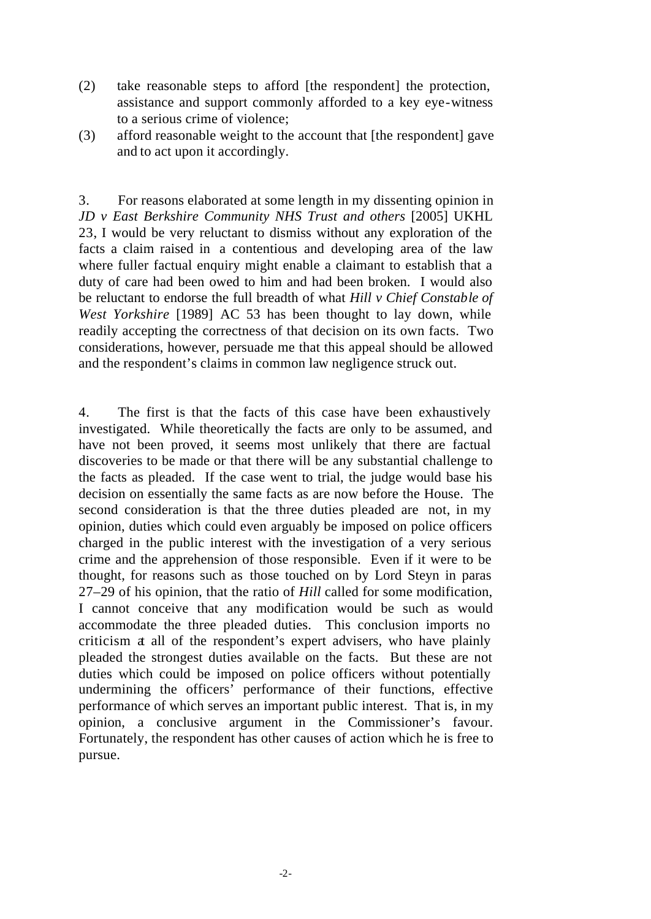(2) take reasonable steps to afford [the respondent] the protection, assistance and support commonly afforded to a key eye-witness to a serious crime of violence;

(3) afford reasonable weight to the account that [the respondent] gave and to act upon it accordingly.

3. For reasons elaborated at some length in my dissenting opinion in *JD v East Berkshire Community NHS Trust and others* [2005] UKHL 23, I would be very reluctant to dismiss without any exploration of the facts a claim raised in a contentious and developing area of the law where fuller factual enquiry might enable a claimant to establish that a duty of care had been owed to him and had been broken. I would also be reluctant to endorse the full breadth of what *Hill v Chief Constable of West Yorkshire* [1989] AC 53 has been thought to lay down, while readily accepting the correctness of that decision on its own facts. Two considerations, however, persuade me that this appeal should be allowed and the respondent's claims in common law negligence struck out.

4. The first is that the facts of this case have been exhaustively investigated. While theoretically the facts are only to be assumed, and have not been proved, it seems most unlikely that there are factual discoveries to be made or that there will be any substantial challenge to the facts as pleaded. If the case went to trial, the judge would base his decision on essentially the same facts as are now before the House. The second consideration is that the three duties pleaded are not, in my opinion, duties which could even arguably be imposed on police officers charged in the public interest with the investigation of a very serious crime and the apprehension of those responsible. Even if it were to be thought, for reasons such as those touched on by Lord Steyn in paras 27–29 of his opinion, that the ratio of *Hill* called for some modification, I cannot conceive that any modification would be such as would accommodate the three pleaded duties. This conclusion imports no criticism at all of the respondent's expert advisers, who have plainly pleaded the strongest duties available on the facts. But these are not duties which could be imposed on police officers without potentially undermining the officers' performance of their functions, effective performance of which serves an important public interest. That is, in my opinion, a conclusive argument in the Commissioner's favour. Fortunately, the respondent has other causes of action which he is free to pursue.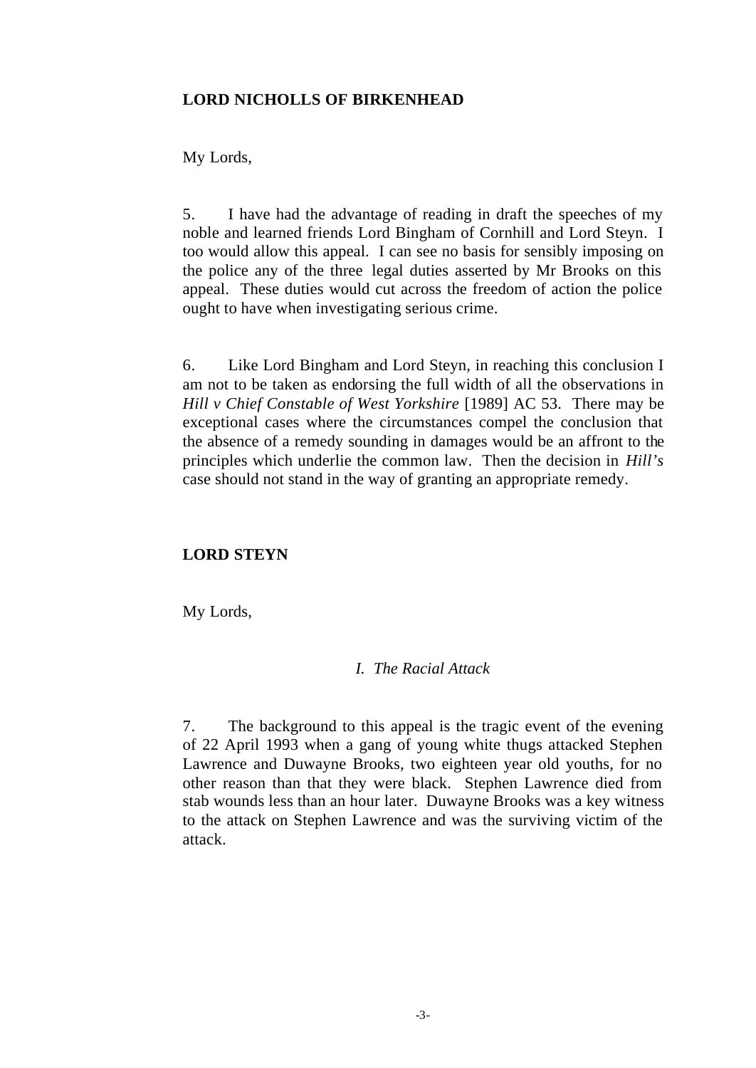**LORD NICHOLLS OF BIRKENHEAD**

My Lords,

5. I have had the advantage of reading in draft the speeches of my noble and learned friends Lord Bingham of Cornhill and Lord Steyn. I too would allow this appeal. I can see no basis for sensibly imposing on the police any of the three legal duties asserted by Mr Brooks on this appeal. These duties would cut across the freedom of action the police ought to have when investigating serious crime.

6. Like Lord Bingham and Lord Steyn, in reaching this conclusion I am not to be taken as endorsing the full width of all the observations in *Hill v Chief Constable of West Yorkshire* [1989] AC 53. There may be exceptional cases where the circumstances compel the conclusion that the absence of a remedy sounding in damages would be an affront to the principles which underlie the common law. Then the decision in *Hill's* case should not stand in the way of granting an appropriate remedy.

**LORD STEYN**

My Lords,

*I. The Racial Attack*

7. The background to this appeal is the tragic event of the evening of 22 April 1993 when a gang of young white thugs attacked Stephen Lawrence and Duwayne Brooks, two eighteen year old youths, for no other reason than that they were black. Stephen Lawrence died from stab wounds less than an hour later. Duwayne Brooks was a key witness to the attack on Stephen Lawrence and was the surviving victim of the attack.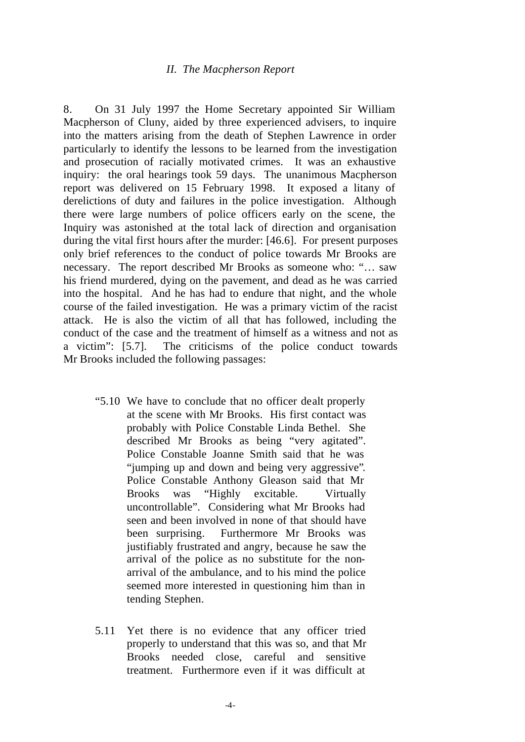## *II. The Macpherson Report*

8. On 31 July 1997 the Home Secretary appointed Sir William Macpherson of Cluny, aided by three experienced advisers, to inquire into the matters arising from the death of Stephen Lawrence in order particularly to identify the lessons to be learned from the investigation and prosecution of racially motivated crimes. It was an exhaustive inquiry: the oral hearings took 59 days. The unanimous Macpherson report was delivered on 15 February 1998. It exposed a litany of derelictions of duty and failures in the police investigation. Although there were large numbers of police officers early on the scene, the Inquiry was astonished at the total lack of direction and organisation during the vital first hours after the murder: [46.6]. For present purposes only brief references to the conduct of police towards Mr Brooks are necessary. The report described Mr Brooks as someone who: "… saw his friend murdered, dying on the pavement, and dead as he was carried into the hospital. And he has had to endure that night, and the whole course of the failed investigation. He was a primary victim of the racist attack. He is also the victim of all that has followed, including the conduct of the case and the treatment of himself as a witness and not as a victim": [5.7]. The criticisms of the police conduct towards Mr Brooks included the following passages:

> "5.10 We have to conclude that no officer dealt properly at the scene with Mr Brooks. His first contact was probably with Police Constable Linda Bethel. She described Mr Brooks as being "very agitated". Police Constable Joanne Smith said that he was "jumping up and down and being very aggressive". Police Constable Anthony Gleason said that Mr Brooks was "Highly excitable. Virtually uncontrollable". Considering what Mr Brooks had seen and been involved in none of that should have been surprising. Furthermore Mr Brooks was justifiably frustrated and angry, because he saw the arrival of the police as no substitute for the non-arrival of the ambulance, and to his mind the police seemed more interested in questioning him than in tending Stephen.
>
> 5.11 Yet there is no evidence that any officer tried properly to understand that this was so, and that Mr Brooks needed close, careful and sensitive treatment. Furthermore even if it was difficult at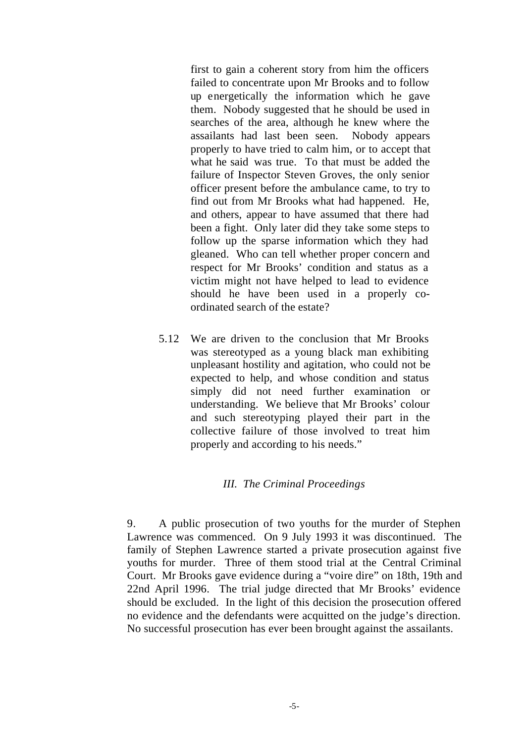first to gain a coherent story from him the officers failed to concentrate upon Mr Brooks and to follow up energetically the information which he gave them. Nobody suggested that he should be used in searches of the area, although he knew where the assailants had last been seen. Nobody appears properly to have tried to calm him, or to accept that what he said was true. To that must be added the failure of Inspector Steven Groves, the only senior officer present before the ambulance came, to try to find out from Mr Brooks what had happened. He, and others, appear to have assumed that there had been a fight. Only later did they take some steps to follow up the sparse information which they had gleaned. Who can tell whether proper concern and respect for Mr Brooks' condition and status as a victim might not have helped to lead to evidence should he have been used in a properly co-ordinated search of the estate?

> 5.12 We are driven to the conclusion that Mr Brooks was stereotyped as a young black man exhibiting unpleasant hostility and agitation, who could not be expected to help, and whose condition and status simply did not need further examination or understanding. We believe that Mr Brooks' colour and such stereotyping played their part in the collective failure of those involved to treat him properly and according to his needs."

### *III. The Criminal Proceedings*

9. A public prosecution of two youths for the murder of Stephen Lawrence was commenced. On 9 July 1993 it was discontinued. The family of Stephen Lawrence started a private prosecution against five youths for murder. Three of them stood trial at the Central Criminal Court. Mr Brooks gave evidence during a "voire dire" on 18th, 19th and 22nd April 1996. The trial judge directed that Mr Brooks' evidence should be excluded. In the light of this decision the prosecution offered no evidence and the defendants were acquitted on the judge's direction. No successful prosecution has ever been brought against the assailants.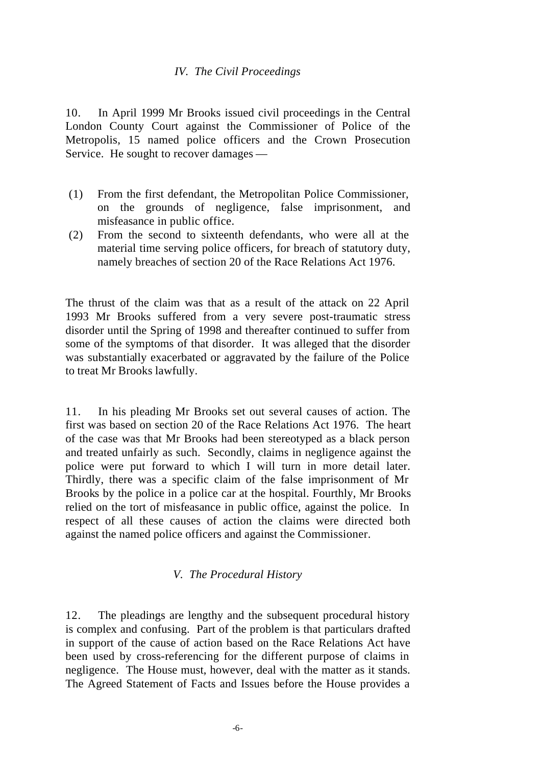## *IV. The Civil Proceedings*

10. In April 1999 Mr Brooks issued civil proceedings in the Central London County Court against the Commissioner of Police of the Metropolis, 15 named police officers and the Crown Prosecution Service. He sought to recover damages —

(1) From the first defendant, the Metropolitan Police Commissioner, on the grounds of negligence, false imprisonment, and misfeasance in public office.

(2) From the second to sixteenth defendants, who were all at the material time serving police officers, for breach of statutory duty, namely breaches of section 20 of the Race Relations Act 1976.

The thrust of the claim was that as a result of the attack on 22 April 1993 Mr Brooks suffered from a very severe post-traumatic stress disorder until the Spring of 1998 and thereafter continued to suffer from some of the symptoms of that disorder. It was alleged that the disorder was substantially exacerbated or aggravated by the failure of the Police to treat Mr Brooks lawfully.

11. In his pleading Mr Brooks set out several causes of action. The first was based on section 20 of the Race Relations Act 1976. The heart of the case was that Mr Brooks had been stereotyped as a black person and treated unfairly as such. Secondly, claims in negligence against the police were put forward to which I will turn in more detail later. Thirdly, there was a specific claim of the false imprisonment of Mr Brooks by the police in a police car at the hospital. Fourthly, Mr Brooks relied on the tort of misfeasance in public office, against the police. In respect of all these causes of action the claims were directed both against the named police officers and against the Commissioner.

## *V. The Procedural History*

12. The pleadings are lengthy and the subsequent procedural history is complex and confusing. Part of the problem is that particulars drafted in support of the cause of action based on the Race Relations Act have been used by cross-referencing for the different purpose of claims in negligence. The House must, however, deal with the matter as it stands. The Agreed Statement of Facts and Issues before the House provides a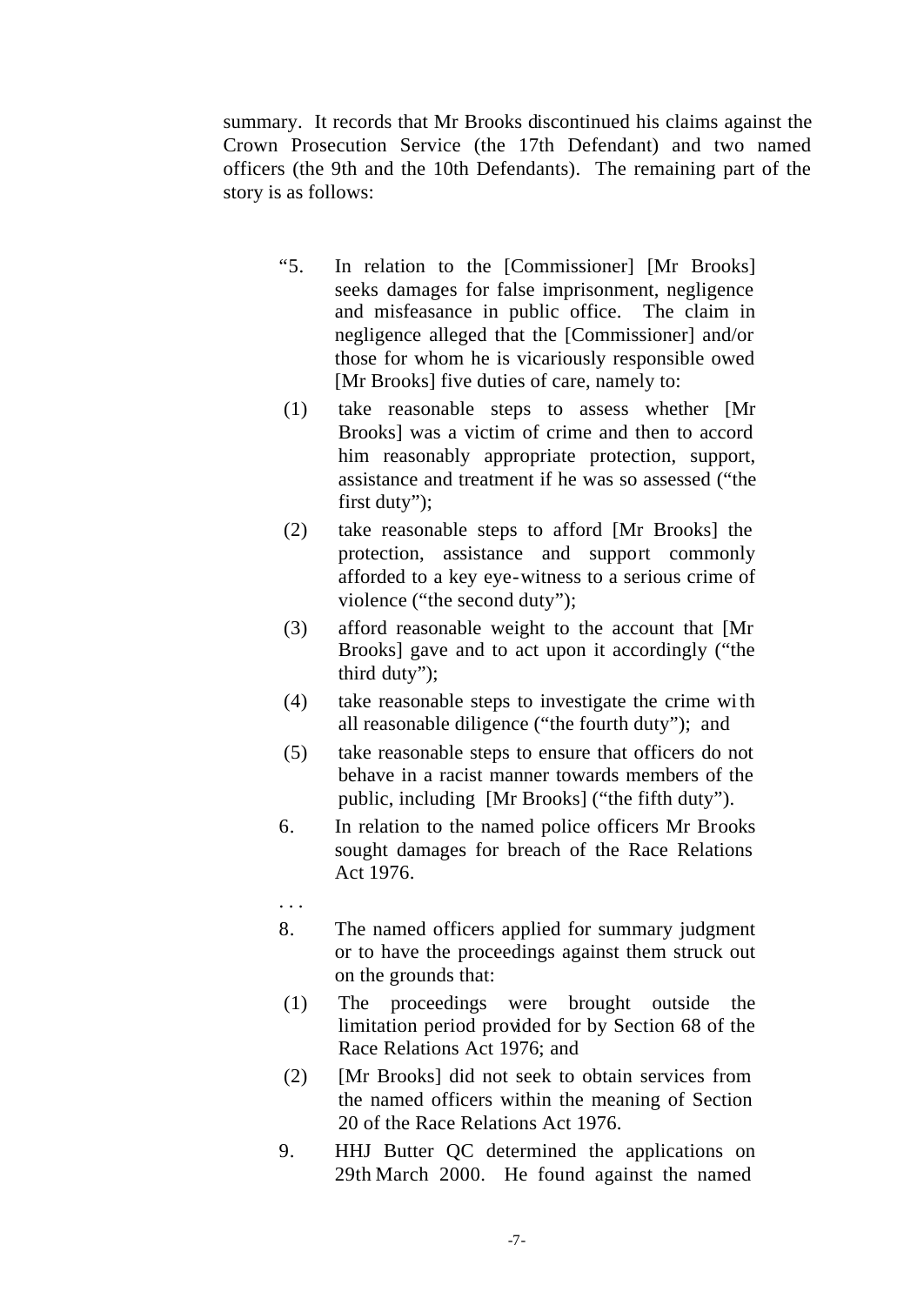summary. It records that Mr Brooks discontinued his claims against the Crown Prosecution Service (the 17th Defendant) and two named officers (the 9th and the 10th Defendants). The remaining part of the story is as follows:

> "5. In relation to the [Commissioner] [Mr Brooks] seeks damages for false imprisonment, negligence and misfeasance in public office. The claim in negligence alleged that the [Commissioner] and/or those for whom he is vicariously responsible owed [Mr Brooks] five duties of care, namely to:
>
> (1) take reasonable steps to assess whether [Mr Brooks] was a victim of crime and then to accord him reasonably appropriate protection, support, assistance and treatment if he was so assessed ("the first duty");
>
> (2) take reasonable steps to afford [Mr Brooks] the protection, assistance and support commonly afforded to a key eye-witness to a serious crime of violence ("the second duty");
>
> (3) afford reasonable weight to the account that [Mr Brooks] gave and to act upon it accordingly ("the third duty");
>
> (4) take reasonable steps to investigate the crime with all reasonable diligence ("the fourth duty"); and
>
> (5) take reasonable steps to ensure that officers do not behave in a racist manner towards members of the public, including [Mr Brooks] ("the fifth duty").
>
> 6. In relation to the named police officers Mr Brooks sought damages for breach of the Race Relations Act 1976.
>
> . . .
>
> 8. The named officers applied for summary judgment or to have the proceedings against them struck out on the grounds that:
>
> (1) The proceedings were brought outside the limitation period provided for by Section 68 of the Race Relations Act 1976; and
>
> (2) [Mr Brooks] did not seek to obtain services from the named officers within the meaning of Section 20 of the Race Relations Act 1976.
>
> 9. HHJ Butter QC determined the applications on 29th March 2000. He found against the named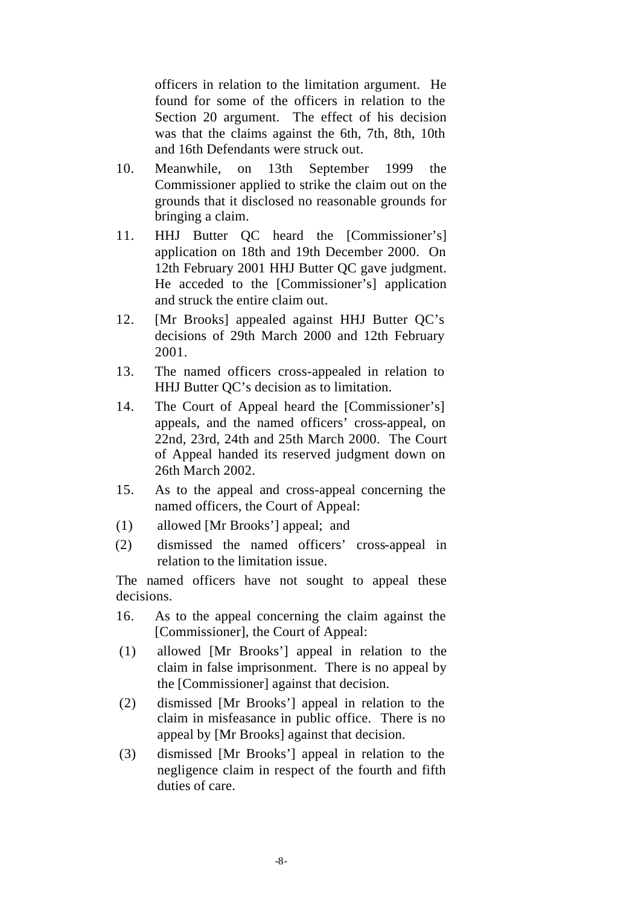officers in relation to the limitation argument. He found for some of the officers in relation to the Section 20 argument. The effect of his decision was that the claims against the 6th, 7th, 8th, 10th and 16th Defendants were struck out.

10. Meanwhile, on 13th September 1999 the Commissioner applied to strike the claim out on the grounds that it disclosed no reasonable grounds for bringing a claim.

11. HHJ Butter QC heard the [Commissioner's] application on 18th and 19th December 2000. On 12th February 2001 HHJ Butter QC gave judgment. He acceded to the [Commissioner's] application and struck the entire claim out.

12. [Mr Brooks] appealed against HHJ Butter QC's decisions of 29th March 2000 and 12th February 2001.

13. The named officers cross-appealed in relation to HHJ Butter QC's decision as to limitation.

14. The Court of Appeal heard the [Commissioner's] appeals, and the named officers' cross-appeal, on 22nd, 23rd, 24th and 25th March 2000. The Court of Appeal handed its reserved judgment down on 26th March 2002.

15. As to the appeal and cross-appeal concerning the named officers, the Court of Appeal:

(1) allowed [Mr Brooks'] appeal; and

(2) dismissed the named officers' cross-appeal in relation to the limitation issue.

The named officers have not sought to appeal these decisions.

16. As to the appeal concerning the claim against the [Commissioner], the Court of Appeal:

(1) allowed [Mr Brooks'] appeal in relation to the claim in false imprisonment. There is no appeal by the [Commissioner] against that decision.

(2) dismissed [Mr Brooks'] appeal in relation to the claim in misfeasance in public office. There is no appeal by [Mr Brooks] against that decision.

(3) dismissed [Mr Brooks'] appeal in relation to the negligence claim in respect of the fourth and fifth duties of care.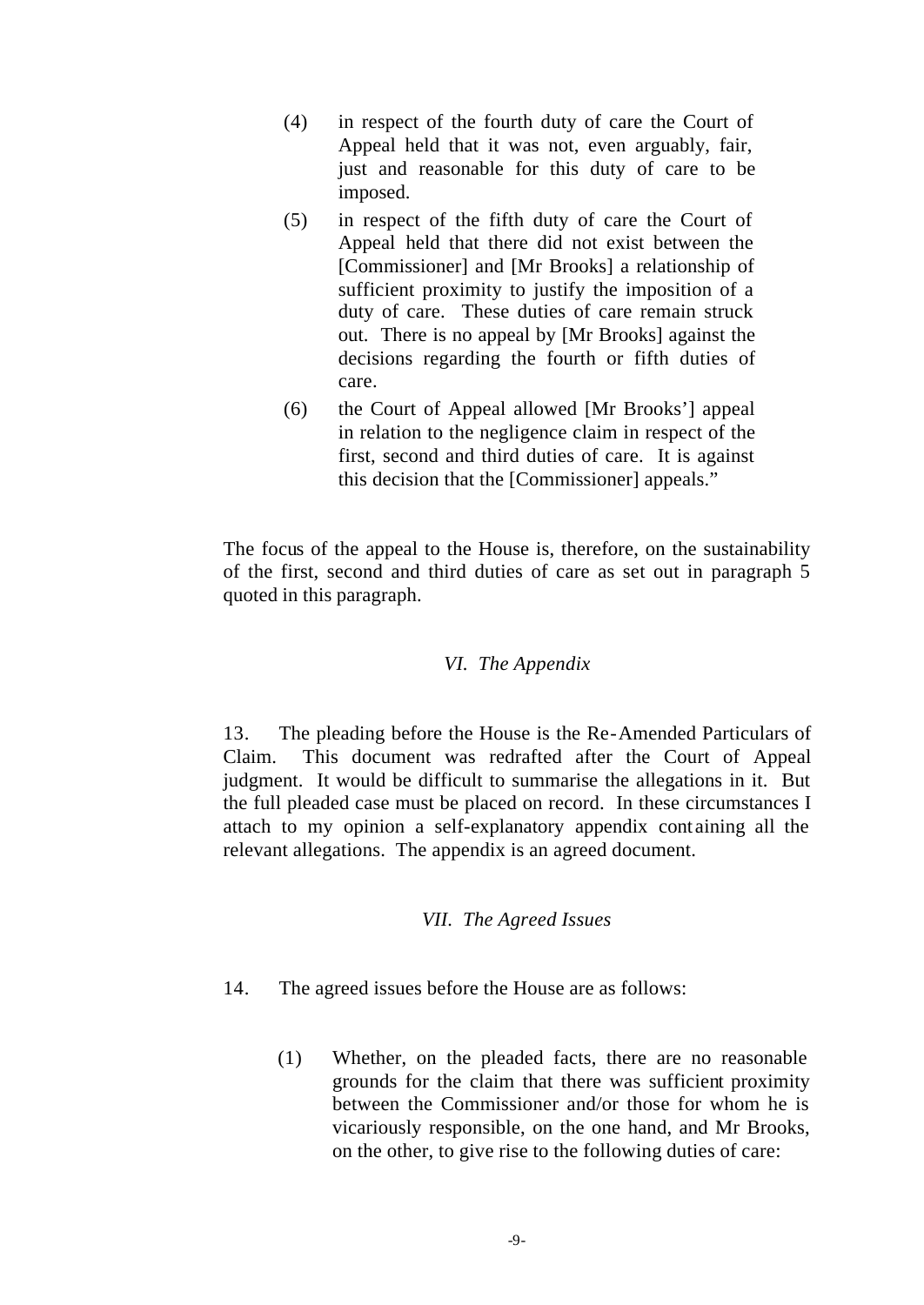(4) in respect of the fourth duty of care the Court of Appeal held that it was not, even arguably, fair, just and reasonable for this duty of care to be imposed.

(5) in respect of the fifth duty of care the Court of Appeal held that there did not exist between the [Commissioner] and [Mr Brooks] a relationship of sufficient proximity to justify the imposition of a duty of care. These duties of care remain struck out. There is no appeal by [Mr Brooks] against the decisions regarding the fourth or fifth duties of care.

(6) the Court of Appeal allowed [Mr Brooks'] appeal in relation to the negligence claim in respect of the first, second and third duties of care. It is against this decision that the [Commissioner] appeals."

The focus of the appeal to the House is, therefore, on the sustainability of the first, second and third duties of care as set out in paragraph 5 quoted in this paragraph.

### *VI. The Appendix*

13. The pleading before the House is the Re-Amended Particulars of Claim. This document was redrafted after the Court of Appeal judgment. It would be difficult to summarise the allegations in it. But the full pleaded case must be placed on record. In these circumstances I attach to my opinion a self-explanatory appendix containing all the relevant allegations. The appendix is an agreed document.

### *VII. The Agreed Issues*

14. The agreed issues before the House are as follows:

(1) Whether, on the pleaded facts, there are no reasonable grounds for the claim that there was sufficient proximity between the Commissioner and/or those for whom he is vicariously responsible, on the one hand, and Mr Brooks, on the other, to give rise to the following duties of care: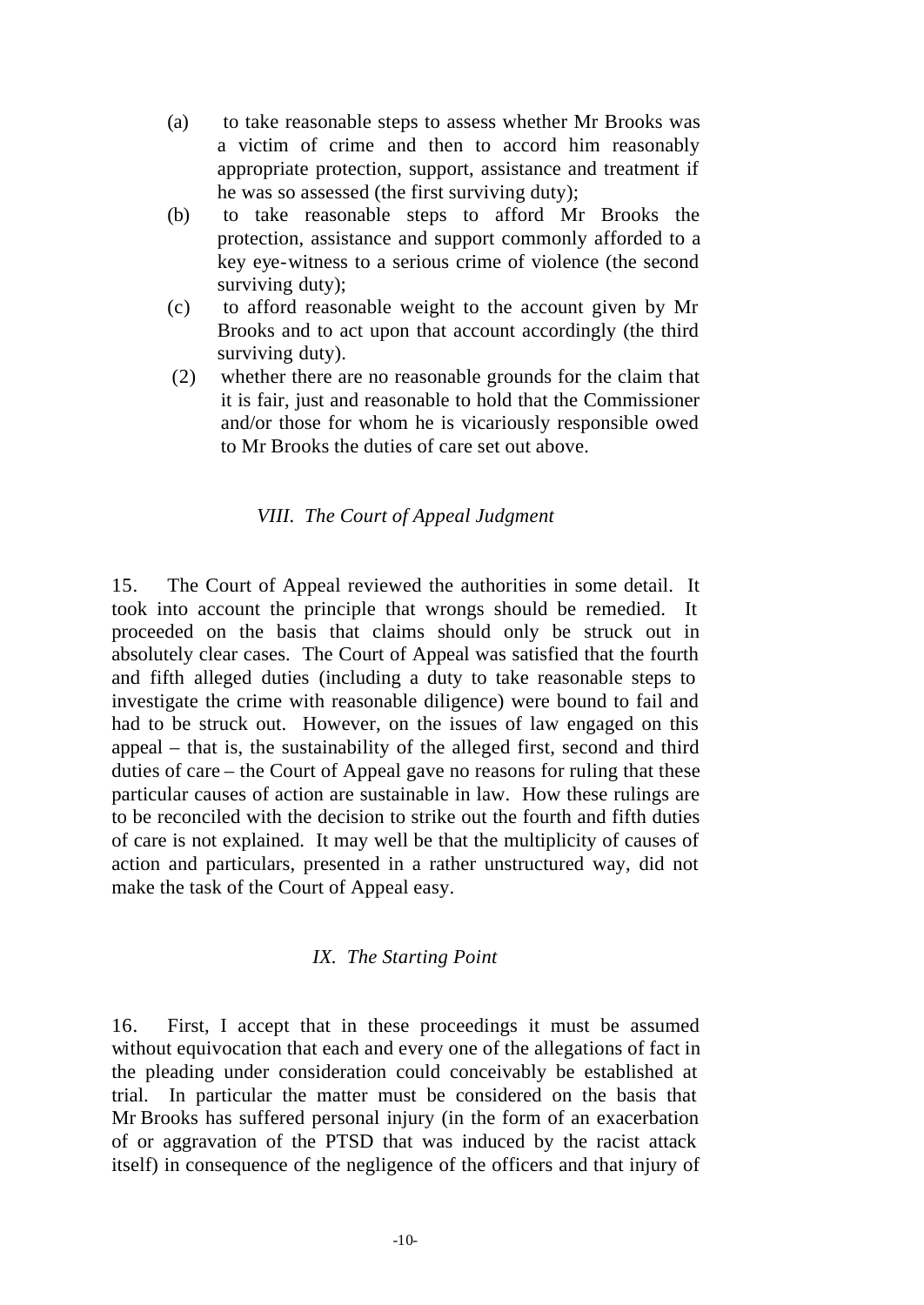(a) to take reasonable steps to assess whether Mr Brooks was a victim of crime and then to accord him reasonably appropriate protection, support, assistance and treatment if he was so assessed (the first surviving duty);

(b) to take reasonable steps to afford Mr Brooks the protection, assistance and support commonly afforded to a key eye-witness to a serious crime of violence (the second surviving duty);

(c) to afford reasonable weight to the account given by Mr Brooks and to act upon that account accordingly (the third surviving duty).

(2) whether there are no reasonable grounds for the claim that it is fair, just and reasonable to hold that the Commissioner and/or those for whom he is vicariously responsible owed to Mr Brooks the duties of care set out above.

### *VIII. The Court of Appeal Judgment*

15. The Court of Appeal reviewed the authorities in some detail. It took into account the principle that wrongs should be remedied. It proceeded on the basis that claims should only be struck out in absolutely clear cases. The Court of Appeal was satisfied that the fourth and fifth alleged duties (including a duty to take reasonable steps to investigate the crime with reasonable diligence) were bound to fail and had to be struck out. However, on the issues of law engaged on this appeal – that is, the sustainability of the alleged first, second and third duties of care – the Court of Appeal gave no reasons for ruling that these particular causes of action are sustainable in law. How these rulings are to be reconciled with the decision to strike out the fourth and fifth duties of care is not explained. It may well be that the multiplicity of causes of action and particulars, presented in a rather unstructured way, did not make the task of the Court of Appeal easy.

### *IX. The Starting Point*

16. First, I accept that in these proceedings it must be assumed without equivocation that each and every one of the allegations of fact in the pleading under consideration could conceivably be established at trial. In particular the matter must be considered on the basis that Mr Brooks has suffered personal injury (in the form of an exacerbation of or aggravation of the PTSD that was induced by the racist attack itself) in consequence of the negligence of the officers and that injury of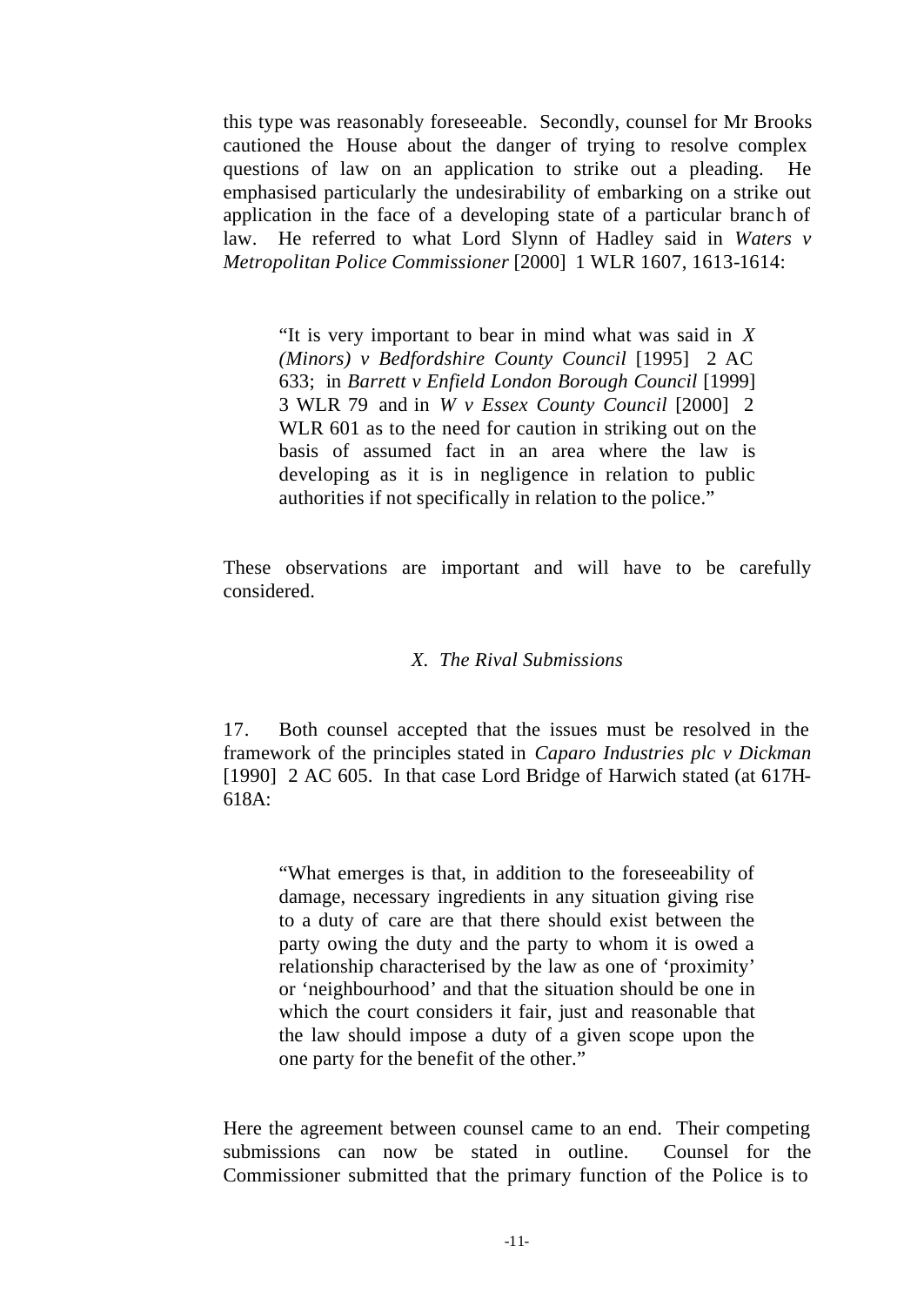this type was reasonably foreseeable. Secondly, counsel for Mr Brooks cautioned the House about the danger of trying to resolve complex questions of law on an application to strike out a pleading. He emphasised particularly the undesirability of embarking on a strike out application in the face of a developing state of a particular branch of law. He referred to what Lord Slynn of Hadley said in *Waters v Metropolitan Police Commissioner* [2000] 1 WLR 1607, 1613-1614:

> "It is very important to bear in mind what was said in *X (Minors) v Bedfordshire County Council* [1995] 2 AC 633; in *Barrett v Enfield London Borough Council* [1999] 3 WLR 79 and in *W v Essex County Council* [2000] 2 WLR 601 as to the need for caution in striking out on the basis of assumed fact in an area where the law is developing as it is in negligence in relation to public authorities if not specifically in relation to the police."

These observations are important and will have to be carefully considered.

### *X. The Rival Submissions*

17. Both counsel accepted that the issues must be resolved in the framework of the principles stated in *Caparo Industries plc v Dickman* [1990] 2 AC 605. In that case Lord Bridge of Harwich stated (at 617H-618A:

> "What emerges is that, in addition to the foreseeability of damage, necessary ingredients in any situation giving rise to a duty of care are that there should exist between the party owing the duty and the party to whom it is owed a relationship characterised by the law as one of 'proximity' or 'neighbourhood' and that the situation should be one in which the court considers it fair, just and reasonable that the law should impose a duty of a given scope upon the one party for the benefit of the other."

Here the agreement between counsel came to an end. Their competing submissions can now be stated in outline. Counsel for the Commissioner submitted that the primary function of the Police is to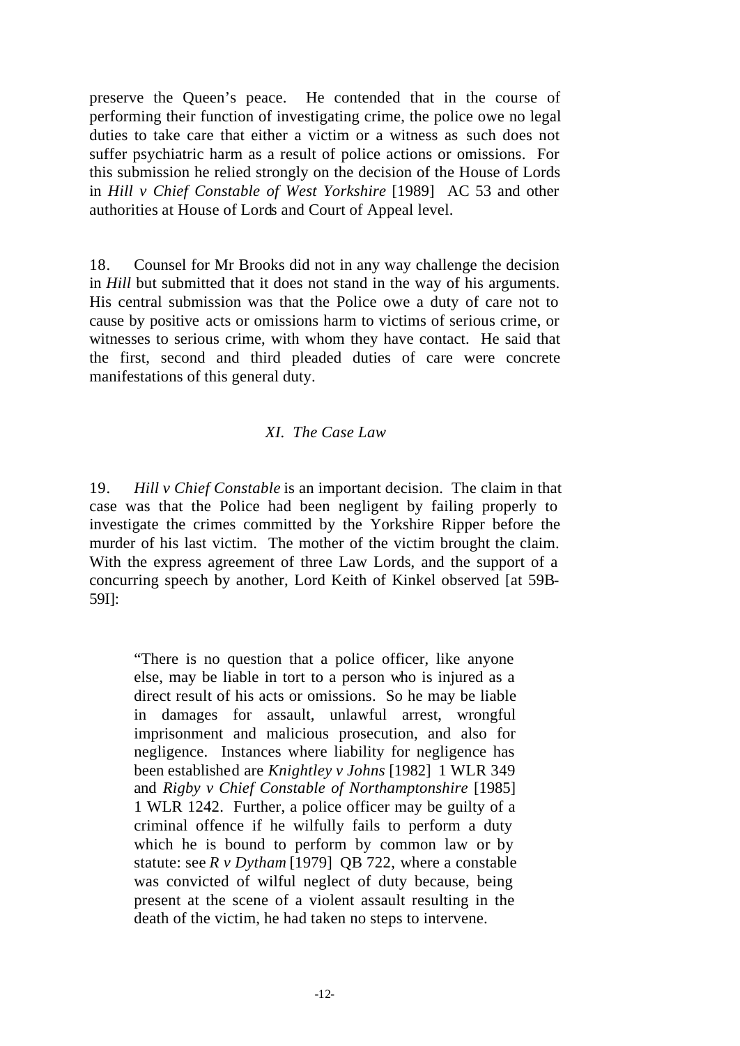preserve the Queen's peace. He contended that in the course of performing their function of investigating crime, the police owe no legal duties to take care that either a victim or a witness as such does not suffer psychiatric harm as a result of police actions or omissions. For this submission he relied strongly on the decision of the House of Lords in *Hill v Chief Constable of West Yorkshire* [1989] AC 53 and other authorities at House of Lords and Court of Appeal level.

18. Counsel for Mr Brooks did not in any way challenge the decision in *Hill* but submitted that it does not stand in the way of his arguments. His central submission was that the Police owe a duty of care not to cause by positive acts or omissions harm to victims of serious crime, or witnesses to serious crime, with whom they have contact. He said that the first, second and third pleaded duties of care were concrete manifestations of this general duty.

### *XI. The Case Law*

19. *Hill v Chief Constable* is an important decision. The claim in that case was that the Police had been negligent by failing properly to investigate the crimes committed by the Yorkshire Ripper before the murder of his last victim. The mother of the victim brought the claim. With the express agreement of three Law Lords, and the support of a concurring speech by another, Lord Keith of Kinkel observed [at 59B-59I]:

> "There is no question that a police officer, like anyone else, may be liable in tort to a person who is injured as a direct result of his acts or omissions. So he may be liable in damages for assault, unlawful arrest, wrongful imprisonment and malicious prosecution, and also for negligence. Instances where liability for negligence has been established are *Knightley v Johns* [1982] 1 WLR 349 and *Rigby v Chief Constable of Northamptonshire* [1985] 1 WLR 1242. Further, a police officer may be guilty of a criminal offence if he wilfully fails to perform a duty which he is bound to perform by common law or by statute: see *R v Dytham* [1979] QB 722, where a constable was convicted of wilful neglect of duty because, being present at the scene of a violent assault resulting in the death of the victim, he had taken no steps to intervene.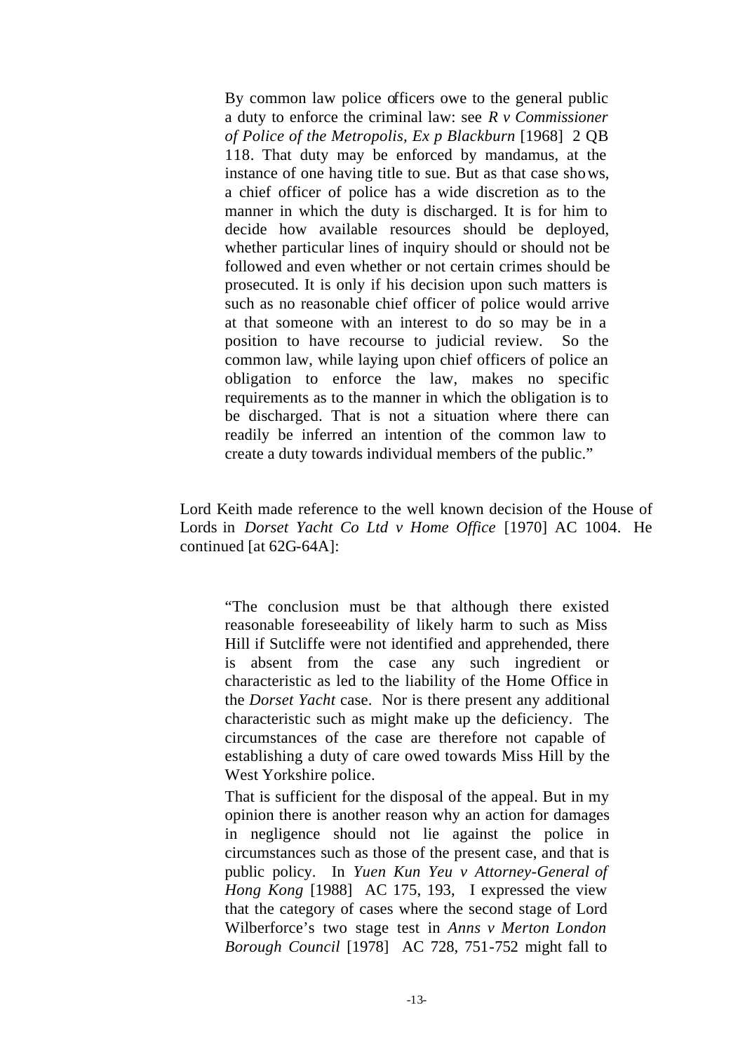> By common law police officers owe to the general public a duty to enforce the criminal law: see *R v Commissioner of Police of the Metropolis, Ex p Blackburn* [1968] 2 QB 118. That duty may be enforced by mandamus, at the instance of one having title to sue. But as that case shows, a chief officer of police has a wide discretion as to the manner in which the duty is discharged. It is for him to decide how available resources should be deployed, whether particular lines of inquiry should or should not be followed and even whether or not certain crimes should be prosecuted. It is only if his decision upon such matters is such as no reasonable chief officer of police would arrive at that someone with an interest to do so may be in a position to have recourse to judicial review. So the common law, while laying upon chief officers of police an obligation to enforce the law, makes no specific requirements as to the manner in which the obligation is to be discharged. That is not a situation where there can readily be inferred an intention of the common law to create a duty towards individual members of the public."

Lord Keith made reference to the well known decision of the House of Lords in *Dorset Yacht Co Ltd v Home Office* [1970] AC 1004. He continued [at 62G-64A]:

> "The conclusion must be that although there existed reasonable foreseeability of likely harm to such as Miss Hill if Sutcliffe were not identified and apprehended, there is absent from the case any such ingredient or characteristic as led to the liability of the Home Office in the *Dorset Yacht* case. Nor is there present any additional characteristic such as might make up the deficiency. The circumstances of the case are therefore not capable of establishing a duty of care owed towards Miss Hill by the West Yorkshire police.
>
> That is sufficient for the disposal of the appeal. But in my opinion there is another reason why an action for damages in negligence should not lie against the police in circumstances such as those of the present case, and that is public policy. In *Yuen Kun Yeu v Attorney-General of Hong Kong* [1988] AC 175, 193, I expressed the view that the category of cases where the second stage of Lord Wilberforce's two stage test in *Anns v Merton London Borough Council* [1978] AC 728, 751-752 might fall to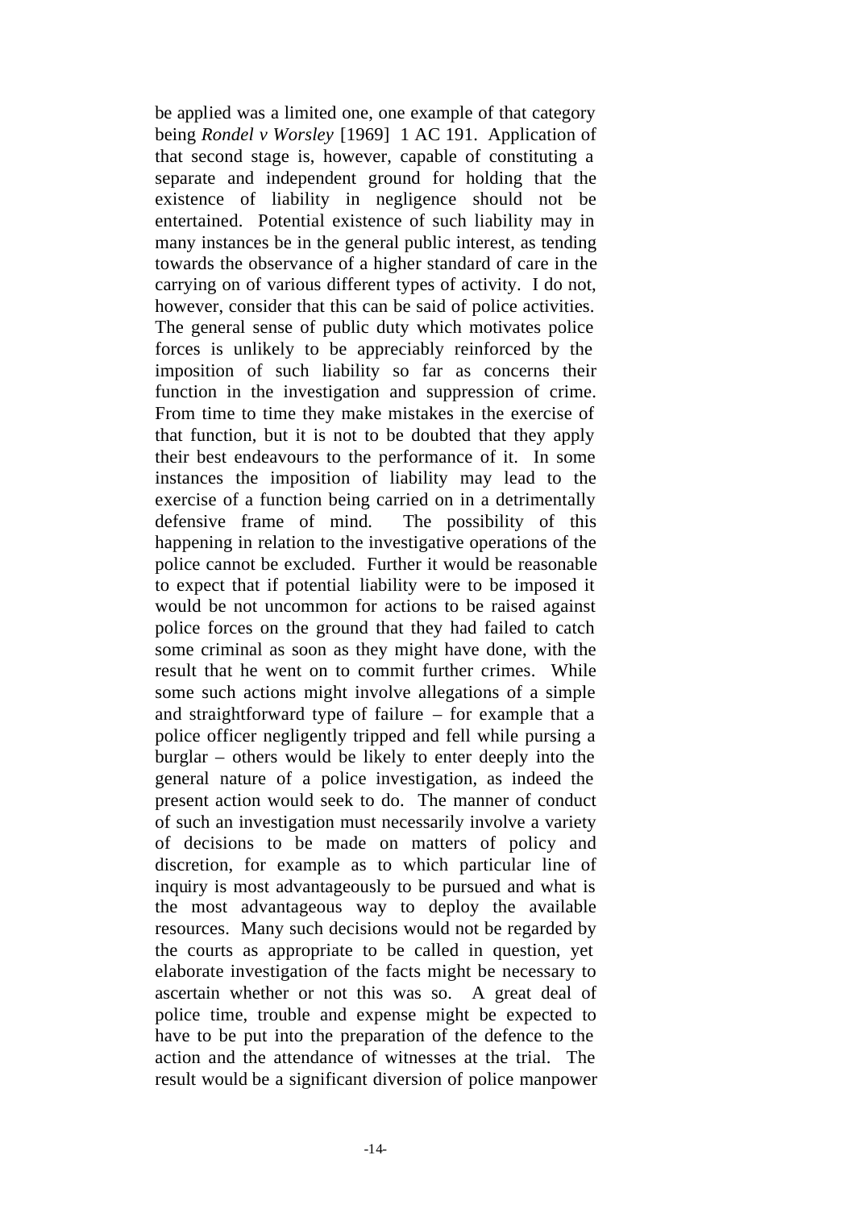be applied was a limited one, one example of that category being *Rondel v Worsley* [1969] 1 AC 191. Application of that second stage is, however, capable of constituting a separate and independent ground for holding that the existence of liability in negligence should not be entertained. Potential existence of such liability may in many instances be in the general public interest, as tending towards the observance of a higher standard of care in the carrying on of various different types of activity. I do not, however, consider that this can be said of police activities. The general sense of public duty which motivates police forces is unlikely to be appreciably reinforced by the imposition of such liability so far as concerns their function in the investigation and suppression of crime. From time to time they make mistakes in the exercise of that function, but it is not to be doubted that they apply their best endeavours to the performance of it. In some instances the imposition of liability may lead to the exercise of a function being carried on in a detrimentally defensive frame of mind. The possibility of this happening in relation to the investigative operations of the police cannot be excluded. Further it would be reasonable to expect that if potential liability were to be imposed it would be not uncommon for actions to be raised against police forces on the ground that they had failed to catch some criminal as soon as they might have done, with the result that he went on to commit further crimes. While some such actions might involve allegations of a simple and straightforward type of failure – for example that a police officer negligently tripped and fell while pursing a burglar – others would be likely to enter deeply into the general nature of a police investigation, as indeed the present action would seek to do. The manner of conduct of such an investigation must necessarily involve a variety of decisions to be made on matters of policy and discretion, for example as to which particular line of inquiry is most advantageously to be pursued and what is the most advantageous way to deploy the available resources. Many such decisions would not be regarded by the courts as appropriate to be called in question, yet elaborate investigation of the facts might be necessary to ascertain whether or not this was so. A great deal of police time, trouble and expense might be expected to have to be put into the preparation of the defence to the action and the attendance of witnesses at the trial. The result would be a significant diversion of police manpower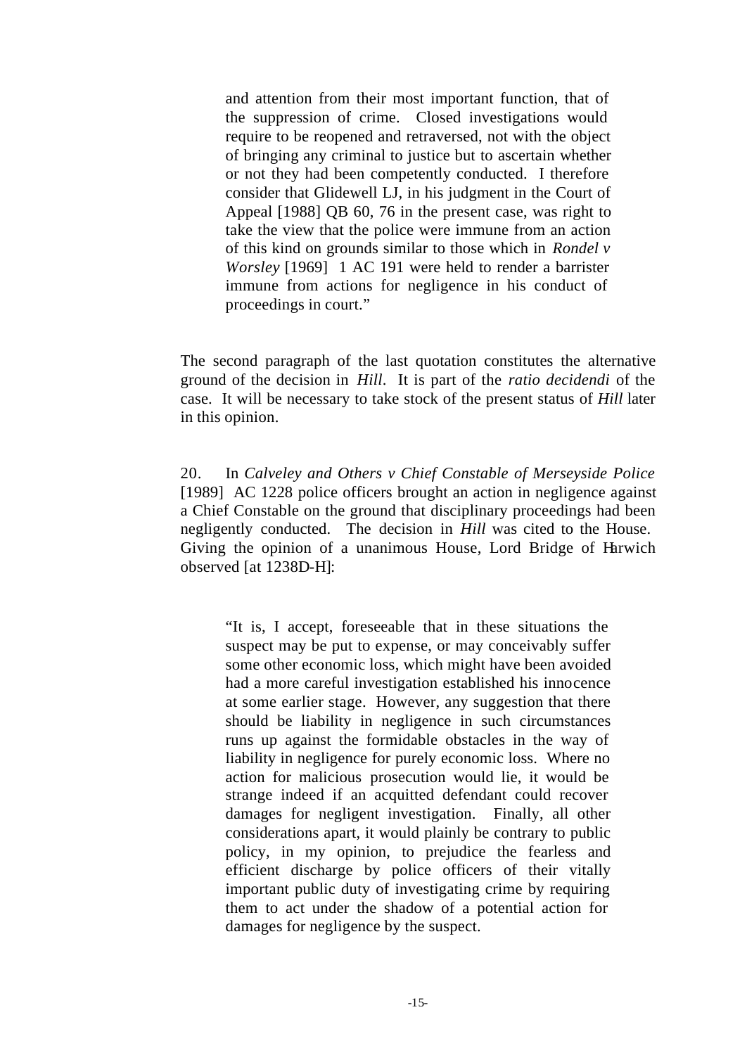> and attention from their most important function, that of the suppression of crime. Closed investigations would require to be reopened and retraversed, not with the object of bringing any criminal to justice but to ascertain whether or not they had been competently conducted. I therefore consider that Glidewell LJ, in his judgment in the Court of Appeal [1988] QB 60, 76 in the present case, was right to take the view that the police were immune from an action of this kind on grounds similar to those which in *Rondel v Worsley* [1969] 1 AC 191 were held to render a barrister immune from actions for negligence in his conduct of proceedings in court."

The second paragraph of the last quotation constitutes the alternative ground of the decision in *Hill*. It is part of the *ratio decidendi* of the case. It will be necessary to take stock of the present status of *Hill* later in this opinion.

20. In *Calveley and Others v Chief Constable of Merseyside Police* [1989] AC 1228 police officers brought an action in negligence against a Chief Constable on the ground that disciplinary proceedings had been negligently conducted. The decision in *Hill* was cited to the House. Giving the opinion of a unanimous House, Lord Bridge of Harwich observed [at 1238D-H]:

> "It is, I accept, foreseeable that in these situations the suspect may be put to expense, or may conceivably suffer some other economic loss, which might have been avoided had a more careful investigation established his innocence at some earlier stage. However, any suggestion that there should be liability in negligence in such circumstances runs up against the formidable obstacles in the way of liability in negligence for purely economic loss. Where no action for malicious prosecution would lie, it would be strange indeed if an acquitted defendant could recover damages for negligent investigation. Finally, all other considerations apart, it would plainly be contrary to public policy, in my opinion, to prejudice the fearless and efficient discharge by police officers of their vitally important public duty of investigating crime by requiring them to act under the shadow of a potential action for damages for negligence by the suspect.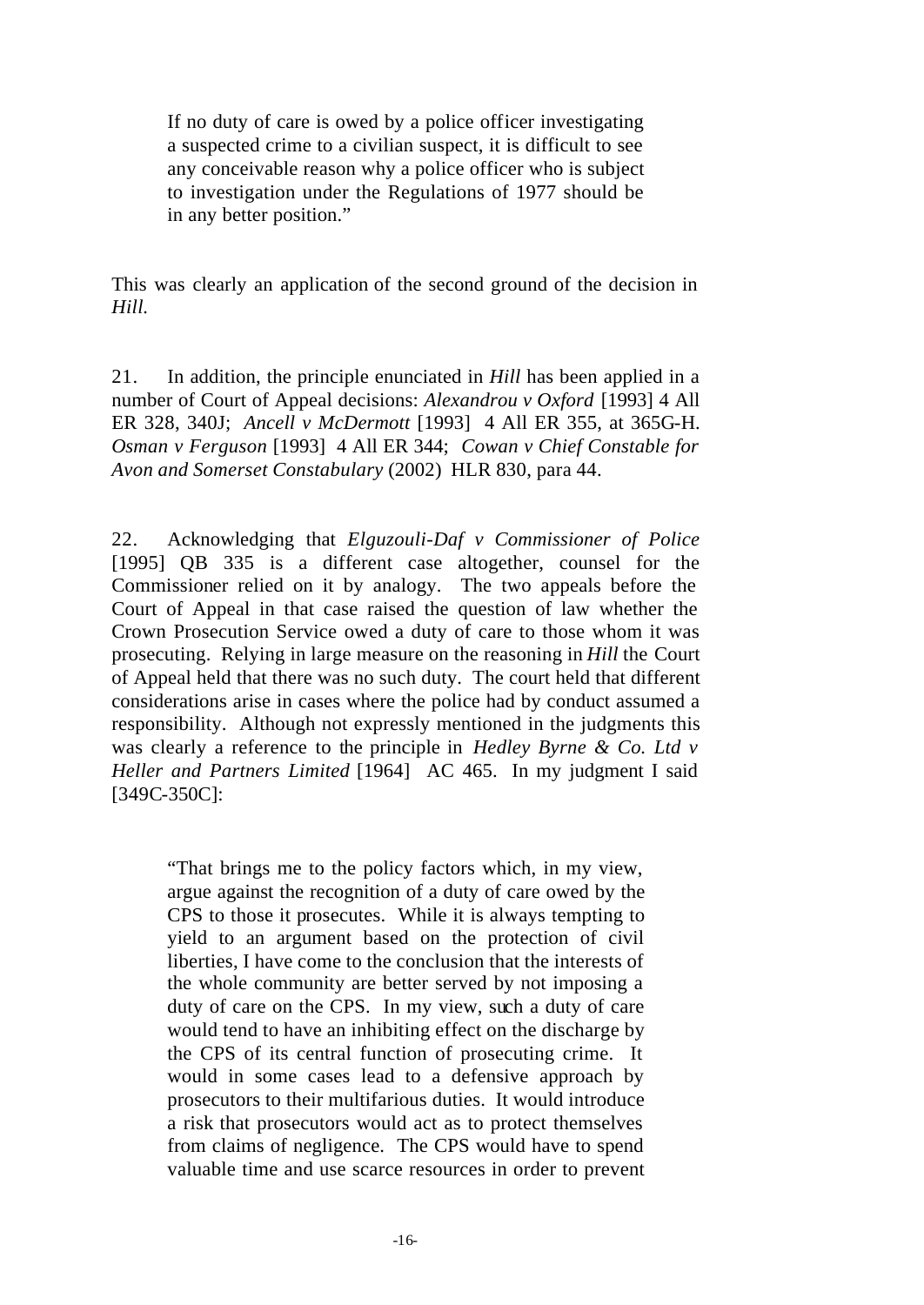> If no duty of care is owed by a police officer investigating a suspected crime to a civilian suspect, it is difficult to see any conceivable reason why a police officer who is subject to investigation under the Regulations of 1977 should be in any better position."

This was clearly an application of the second ground of the decision in *Hill.*

21. In addition, the principle enunciated in *Hill* has been applied in a number of Court of Appeal decisions: *Alexandrou v Oxford* [1993] 4 All ER 328, 340J; *Ancell v McDermott* [1993] 4 All ER 355, at 365G-H. *Osman v Ferguson* [1993] 4 All ER 344; *Cowan v Chief Constable for Avon and Somerset Constabulary* (2002) HLR 830, para 44.

22. Acknowledging that *Elguzouli-Daf v Commissioner of Police* [1995] QB 335 is a different case altogether, counsel for the Commissioner relied on it by analogy. The two appeals before the Court of Appeal in that case raised the question of law whether the Crown Prosecution Service owed a duty of care to those whom it was prosecuting. Relying in large measure on the reasoning in *Hill* the Court of Appeal held that there was no such duty. The court held that different considerations arise in cases where the police had by conduct assumed a responsibility. Although not expressly mentioned in the judgments this was clearly a reference to the principle in *Hedley Byrne & Co. Ltd v Heller and Partners Limited* [1964] AC 465. In my judgment I said [349C-350C]:

> "That brings me to the policy factors which, in my view, argue against the recognition of a duty of care owed by the CPS to those it prosecutes. While it is always tempting to yield to an argument based on the protection of civil liberties, I have come to the conclusion that the interests of the whole community are better served by not imposing a duty of care on the CPS. In my view, such a duty of care would tend to have an inhibiting effect on the discharge by the CPS of its central function of prosecuting crime. It would in some cases lead to a defensive approach by prosecutors to their multifarious duties. It would introduce a risk that prosecutors would act as to protect themselves from claims of negligence. The CPS would have to spend valuable time and use scarce resources in order to prevent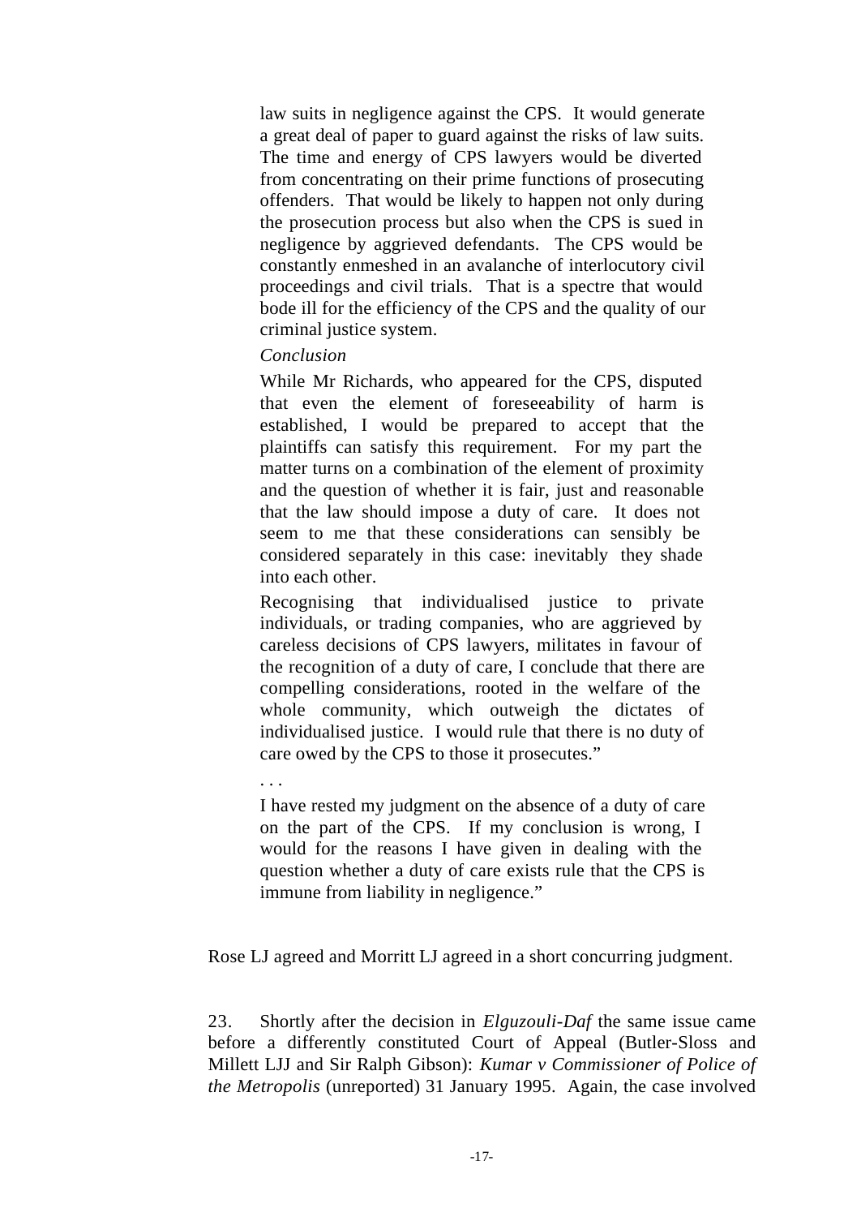> law suits in negligence against the CPS. It would generate a great deal of paper to guard against the risks of law suits. The time and energy of CPS lawyers would be diverted from concentrating on their prime functions of prosecuting offenders. That would be likely to happen not only during the prosecution process but also when the CPS is sued in negligence by aggrieved defendants. The CPS would be constantly enmeshed in an avalanche of interlocutory civil proceedings and civil trials. That is a spectre that would bode ill for the efficiency of the CPS and the quality of our criminal justice system.
>
> *Conclusion*
>
> While Mr Richards, who appeared for the CPS, disputed that even the element of foreseeability of harm is established, I would be prepared to accept that the plaintiffs can satisfy this requirement. For my part the matter turns on a combination of the element of proximity and the question of whether it is fair, just and reasonable that the law should impose a duty of care. It does not seem to me that these considerations can sensibly be considered separately in this case: inevitably they shade into each other.
>
> Recognising that individualised justice to private individuals, or trading companies, who are aggrieved by careless decisions of CPS lawyers, militates in favour of the recognition of a duty of care, I conclude that there are compelling considerations, rooted in the welfare of the whole community, which outweigh the dictates of individualised justice. I would rule that there is no duty of care owed by the CPS to those it prosecutes."
>
> . . .
>
> I have rested my judgment on the absence of a duty of care on the part of the CPS. If my conclusion is wrong, I would for the reasons I have given in dealing with the question whether a duty of care exists rule that the CPS is immune from liability in negligence."

Rose LJ agreed and Morritt LJ agreed in a short concurring judgment.

23. Shortly after the decision in *Elguzouli-Daf* the same issue came before a differently constituted Court of Appeal (Butler-Sloss and Millett LJJ and Sir Ralph Gibson): *Kumar v Commissioner of Police of the Metropolis* (unreported) 31 January 1995. Again, the case involved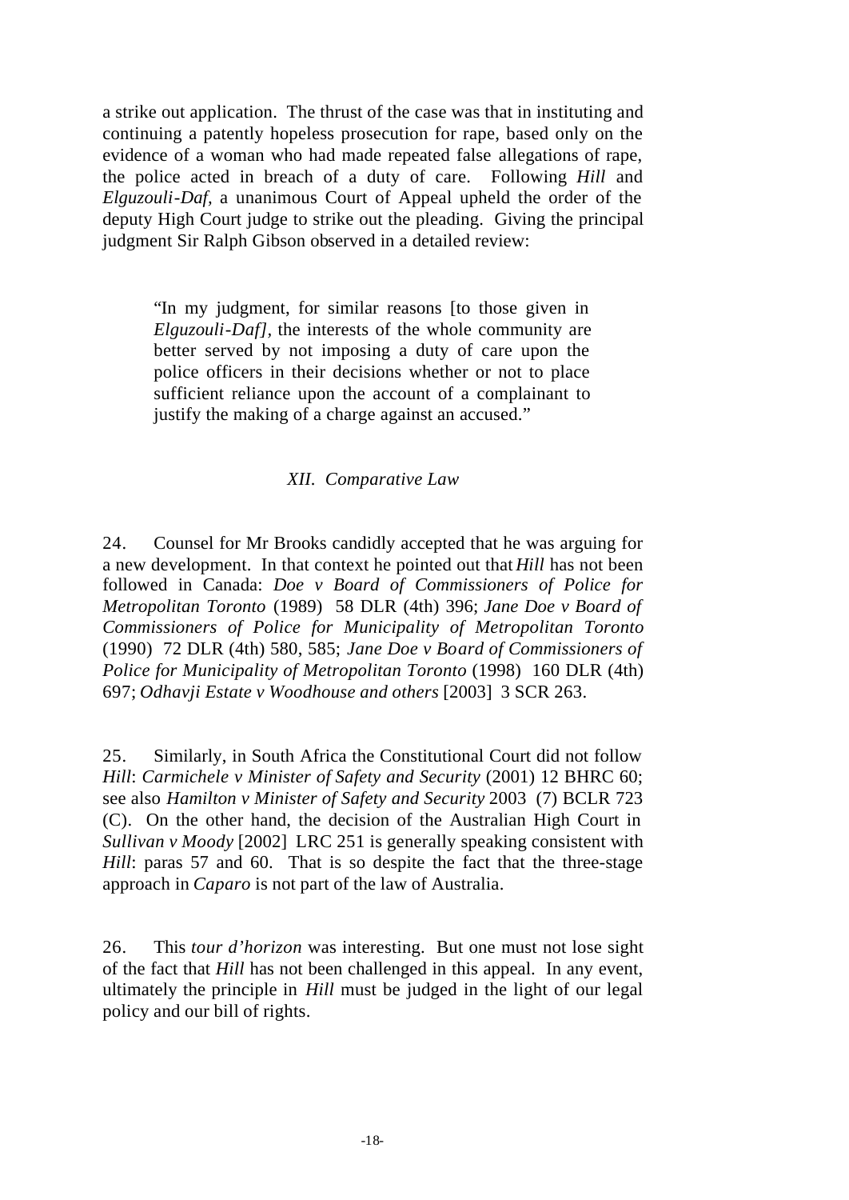a strike out application. The thrust of the case was that in instituting and continuing a patently hopeless prosecution for rape, based only on the evidence of a woman who had made repeated false allegations of rape, the police acted in breach of a duty of care. Following *Hill* and *Elguzouli-Daf*, a unanimous Court of Appeal upheld the order of the deputy High Court judge to strike out the pleading. Giving the principal judgment Sir Ralph Gibson observed in a detailed review:

> "In my judgment, for similar reasons [to those given in *Elguzouli-Daf]*, the interests of the whole community are better served by not imposing a duty of care upon the police officers in their decisions whether or not to place sufficient reliance upon the account of a complainant to justify the making of a charge against an accused."

*XII. Comparative Law*

24. Counsel for Mr Brooks candidly accepted that he was arguing for a new development. In that context he pointed out that *Hill* has not been followed in Canada: *Doe v Board of Commissioners of Police for Metropolitan Toronto* (1989) 58 DLR (4th) 396; *Jane Doe v Board of Commissioners of Police for Municipality of Metropolitan Toronto* (1990) 72 DLR (4th) 580, 585; *Jane Doe v Board of Commissioners of Police for Municipality of Metropolitan Toronto* (1998) 160 DLR (4th) 697; *Odhavji Estate v Woodhouse and others* [2003] 3 SCR 263.

25. Similarly, in South Africa the Constitutional Court did not follow *Hill*: *Carmichele v Minister of Safety and Security* (2001) 12 BHRC 60; see also *Hamilton v Minister of Safety and Security* 2003 (7) BCLR 723 (C). On the other hand, the decision of the Australian High Court in *Sullivan v Moody* [2002] LRC 251 is generally speaking consistent with *Hill*: paras 57 and 60. That is so despite the fact that the three-stage approach in *Caparo* is not part of the law of Australia.

26. This *tour d'horizon* was interesting. But one must not lose sight of the fact that *Hill* has not been challenged in this appeal. In any event, ultimately the principle in *Hill* must be judged in the light of our legal policy and our bill of rights.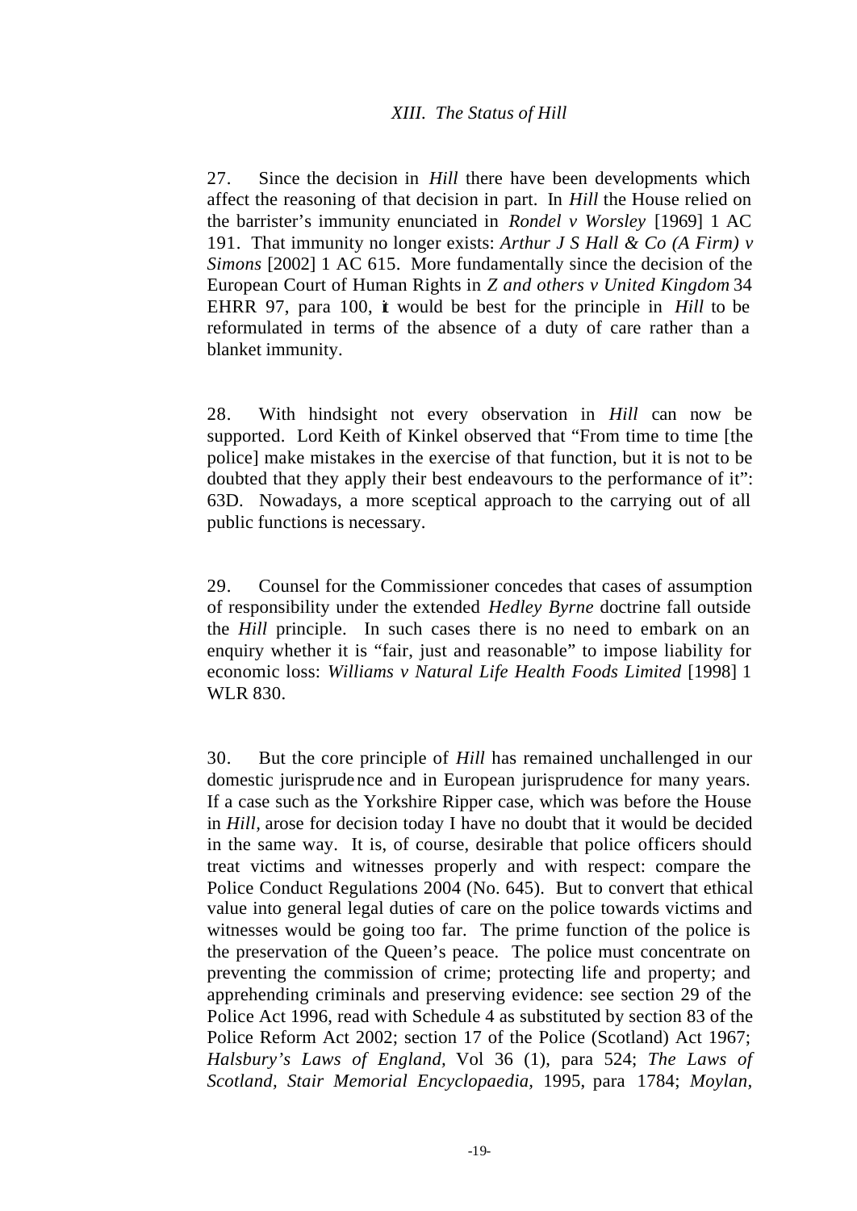*XIII. The Status of Hill*

27. Since the decision in *Hill* there have been developments which affect the reasoning of that decision in part. In *Hill* the House relied on the barrister's immunity enunciated in *Rondel v Worsley* [1969] 1 AC 191. That immunity no longer exists: *Arthur J S Hall & Co (A Firm) v Simons* [2002] 1 AC 615. More fundamentally since the decision of the European Court of Human Rights in *Z and others v United Kingdom* 34 EHRR 97, para 100, it would be best for the principle in *Hill* to be reformulated in terms of the absence of a duty of care rather than a blanket immunity.

28. With hindsight not every observation in *Hill* can now be supported. Lord Keith of Kinkel observed that "From time to time [the police] make mistakes in the exercise of that function, but it is not to be doubted that they apply their best endeavours to the performance of it": 63D. Nowadays, a more sceptical approach to the carrying out of all public functions is necessary.

29. Counsel for the Commissioner concedes that cases of assumption of responsibility under the extended *Hedley Byrne* doctrine fall outside the *Hill* principle. In such cases there is no need to embark on an enquiry whether it is "fair, just and reasonable" to impose liability for economic loss: *Williams v Natural Life Health Foods Limited* [1998] 1 WLR 830.

30. But the core principle of *Hill* has remained unchallenged in our domestic jurisprudence and in European jurisprudence for many years. If a case such as the Yorkshire Ripper case, which was before the House in *Hill*, arose for decision today I have no doubt that it would be decided in the same way. It is, of course, desirable that police officers should treat victims and witnesses properly and with respect: compare the Police Conduct Regulations 2004 (No. 645). But to convert that ethical value into general legal duties of care on the police towards victims and witnesses would be going too far. The prime function of the police is the preservation of the Queen's peace. The police must concentrate on preventing the commission of crime; protecting life and property; and apprehending criminals and preserving evidence: see section 29 of the Police Act 1996, read with Schedule 4 as substituted by section 83 of the Police Reform Act 2002; section 17 of the Police (Scotland) Act 1967; *Halsbury's Laws of England*, Vol 36 (1), para 524; *The Laws of Scotland, Stair Memorial Encyclopaedia*, 1995, para 1784; *Moylan,*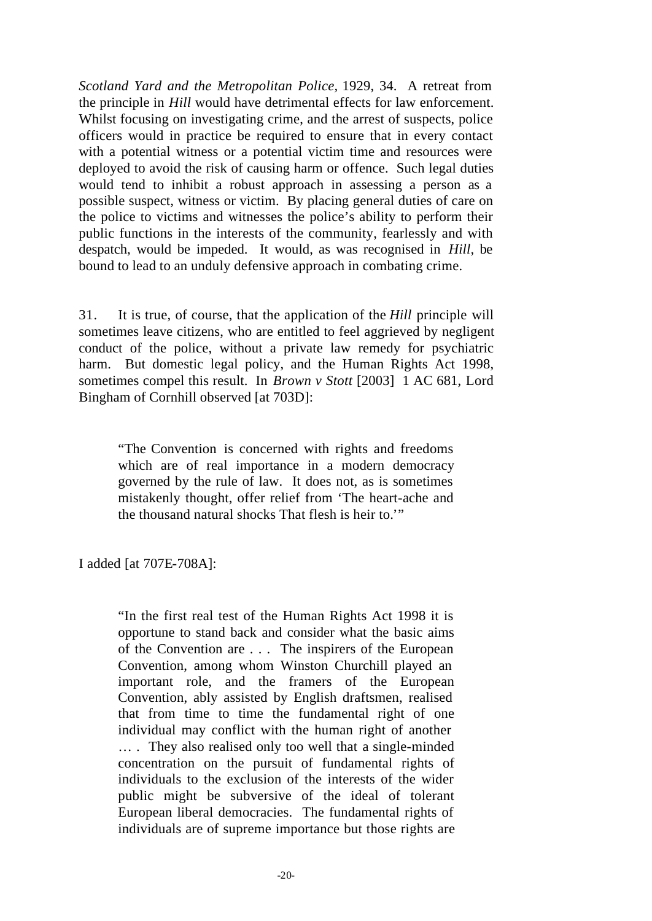*Scotland Yard and the Metropolitan Police*, 1929, 34. A retreat from the principle in *Hill* would have detrimental effects for law enforcement. Whilst focusing on investigating crime, and the arrest of suspects, police officers would in practice be required to ensure that in every contact with a potential witness or a potential victim time and resources were deployed to avoid the risk of causing harm or offence. Such legal duties would tend to inhibit a robust approach in assessing a person as a possible suspect, witness or victim. By placing general duties of care on the police to victims and witnesses the police's ability to perform their public functions in the interests of the community, fearlessly and with despatch, would be impeded. It would, as was recognised in *Hill*, be bound to lead to an unduly defensive approach in combating crime.

31. It is true, of course, that the application of the *Hill* principle will sometimes leave citizens, who are entitled to feel aggrieved by negligent conduct of the police, without a private law remedy for psychiatric harm. But domestic legal policy, and the Human Rights Act 1998, sometimes compel this result. In *Brown v Stott* [2003] 1 AC 681, Lord Bingham of Cornhill observed [at 703D]:

> "The Convention is concerned with rights and freedoms which are of real importance in a modern democracy governed by the rule of law. It does not, as is sometimes mistakenly thought, offer relief from 'The heart-ache and the thousand natural shocks That flesh is heir to.'"

I added [at 707E-708A]:

> "In the first real test of the Human Rights Act 1998 it is opportune to stand back and consider what the basic aims of the Convention are . . . The inspirers of the European Convention, among whom Winston Churchill played an important role, and the framers of the European Convention, ably assisted by English draftsmen, realised that from time to time the fundamental right of one individual may conflict with the human right of another … . They also realised only too well that a single-minded concentration on the pursuit of fundamental rights of individuals to the exclusion of the interests of the wider public might be subversive of the ideal of tolerant European liberal democracies. The fundamental rights of individuals are of supreme importance but those rights are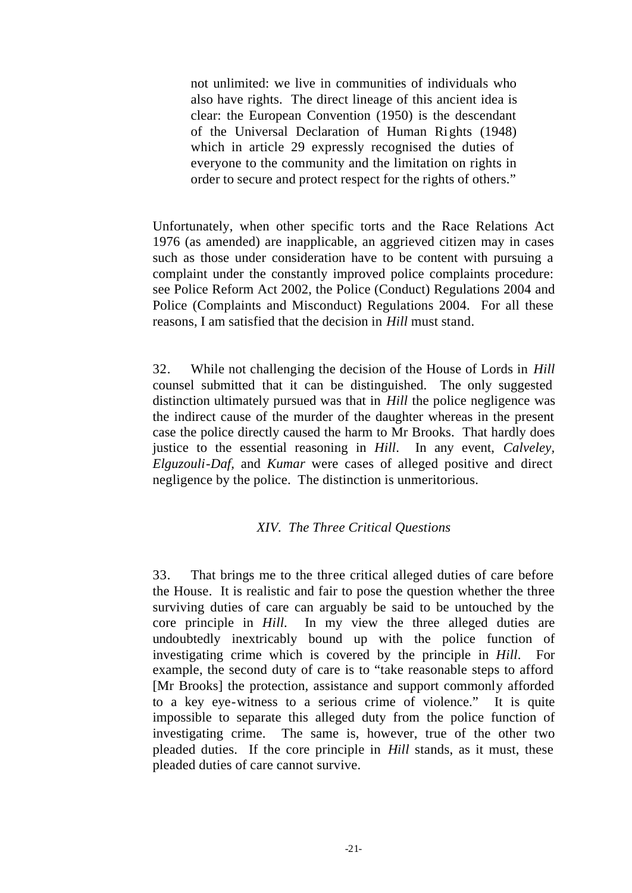> not unlimited: we live in communities of individuals who also have rights. The direct lineage of this ancient idea is clear: the European Convention (1950) is the descendant of the Universal Declaration of Human Rights (1948) which in article 29 expressly recognised the duties of everyone to the community and the limitation on rights in order to secure and protect respect for the rights of others."

Unfortunately, when other specific torts and the Race Relations Act 1976 (as amended) are inapplicable, an aggrieved citizen may in cases such as those under consideration have to be content with pursuing a complaint under the constantly improved police complaints procedure: see Police Reform Act 2002, the Police (Conduct) Regulations 2004 and Police (Complaints and Misconduct) Regulations 2004. For all these reasons, I am satisfied that the decision in *Hill* must stand.

32. While not challenging the decision of the House of Lords in *Hill* counsel submitted that it can be distinguished. The only suggested distinction ultimately pursued was that in *Hill* the police negligence was the indirect cause of the murder of the daughter whereas in the present case the police directly caused the harm to Mr Brooks. That hardly does justice to the essential reasoning in *Hill*. In any event, *Calveley, Elguzouli-Daf,* and *Kumar* were cases of alleged positive and direct negligence by the police. The distinction is unmeritorious.

### *XIV. The Three Critical Questions*

33. That brings me to the three critical alleged duties of care before the House. It is realistic and fair to pose the question whether the three surviving duties of care can arguably be said to be untouched by the core principle in *Hill.* In my view the three alleged duties are undoubtedly inextricably bound up with the police function of investigating crime which is covered by the principle in *Hill*. For example, the second duty of care is to "take reasonable steps to afford [Mr Brooks] the protection, assistance and support commonly afforded to a key eye-witness to a serious crime of violence." It is quite impossible to separate this alleged duty from the police function of investigating crime. The same is, however, true of the other two pleaded duties. If the core principle in *Hill* stands, as it must, these pleaded duties of care cannot survive.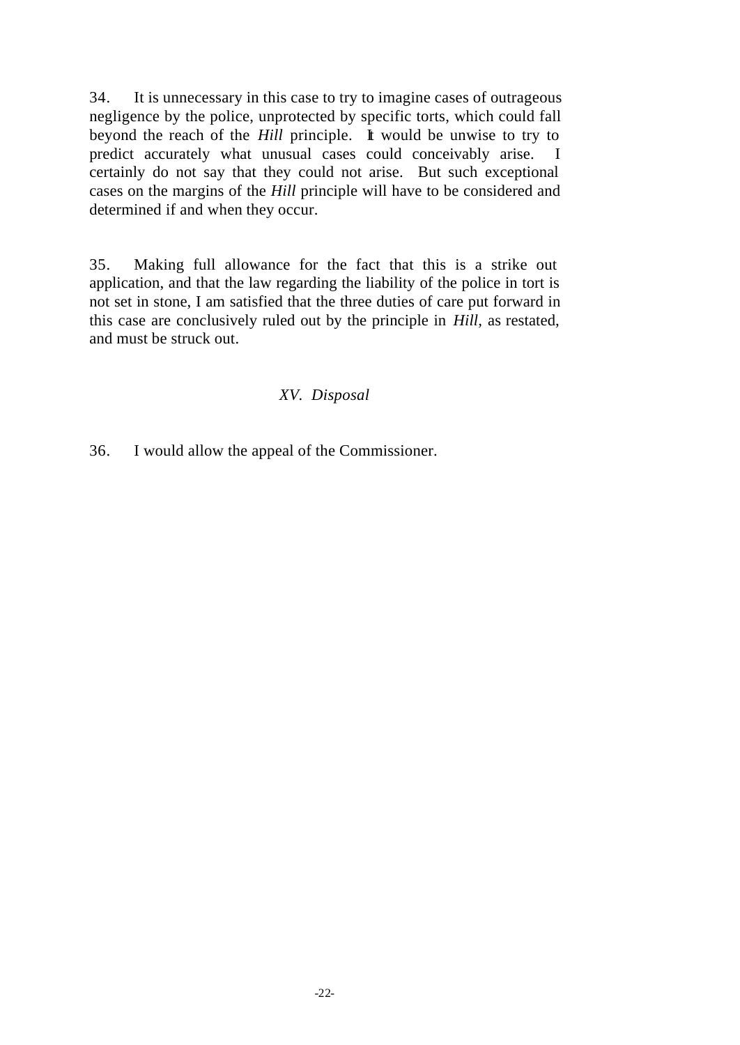34. It is unnecessary in this case to try to imagine cases of outrageous negligence by the police, unprotected by specific torts, which could fall beyond the reach of the *Hill* principle. It would be unwise to try to predict accurately what unusual cases could conceivably arise. I certainly do not say that they could not arise. But such exceptional cases on the margins of the *Hill* principle will have to be considered and determined if and when they occur.

35. Making full allowance for the fact that this is a strike out application, and that the law regarding the liability of the police in tort is not set in stone, I am satisfied that the three duties of care put forward in this case are conclusively ruled out by the principle in *Hill,* as restated, and must be struck out.

### *XV. Disposal*

36. I would allow the appeal of the Commissioner.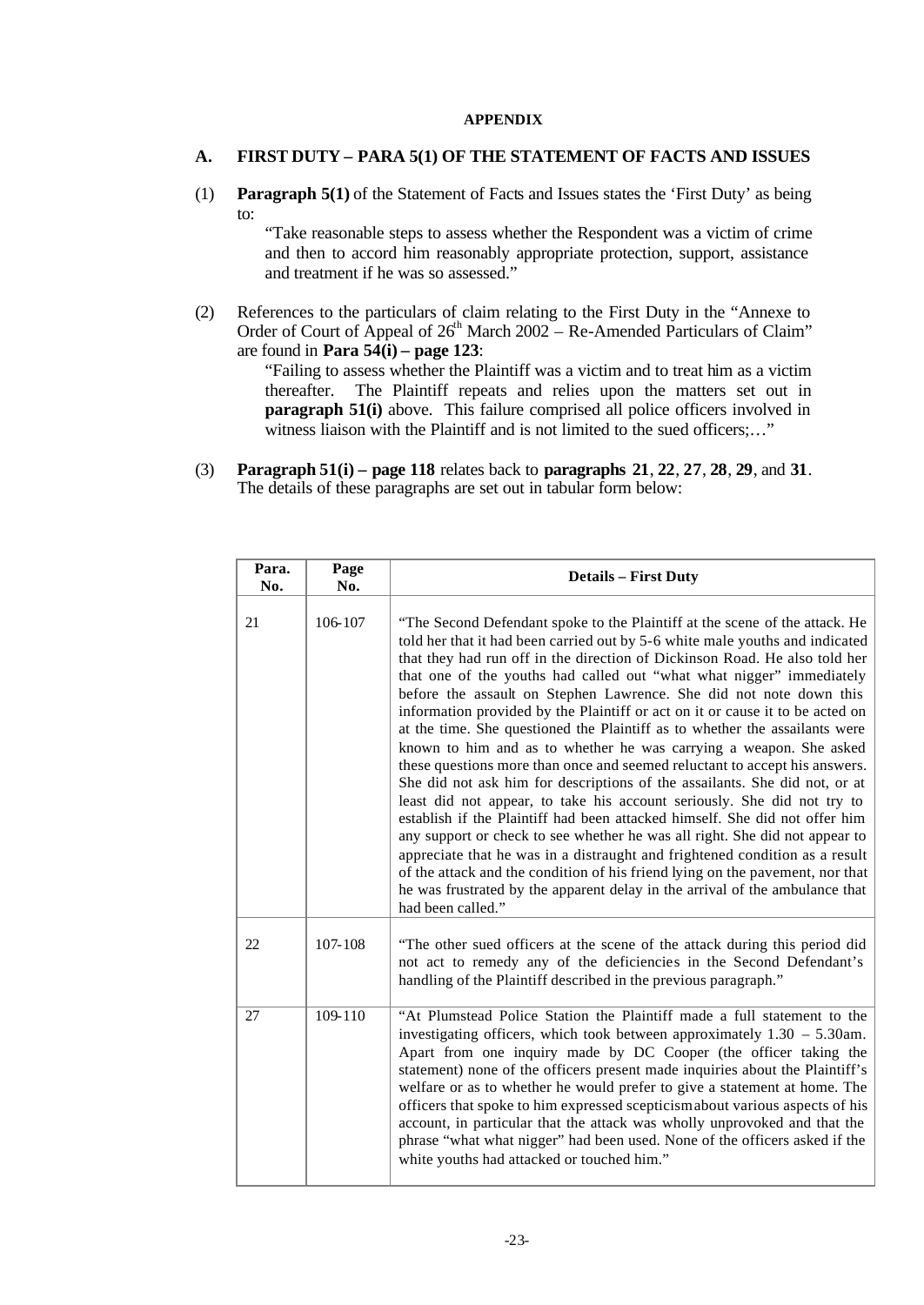**APPENDIX**

## A. FIRST DUTY – PARA 5(1) OF THE STATEMENT OF FACTS AND ISSUES

(1) **Paragraph 5(1)** of the Statement of Facts and Issues states the 'First Duty' as being to:

> "Take reasonable steps to assess whether the Respondent was a victim of crime and then to accord him reasonably appropriate protection, support, assistance and treatment if he was so assessed."

(2) References to the particulars of claim relating to the First Duty in the "Annexe to Order of Court of Appeal of 26th March 2002 – Re-Amended Particulars of Claim" are found in **Para 54(i) – page 123**:

> "Failing to assess whether the Plaintiff was a victim and to treat him as a victim thereafter. The Plaintiff repeats and relies upon the matters set out in **paragraph 51(i)** above. This failure comprised all police officers involved in witness liaison with the Plaintiff and is not limited to the sued officers;…"

(3) **Paragraph 51(i) – page 118** relates back to **paragraphs 21**, **22**, **27**, **28**, **29**, and **31**. The details of these paragraphs are set out in tabular form below:

| Para. No. | Page No. | Details – First Duty |
|---|---|---|
| 21 | 106-107 | "The Second Defendant spoke to the Plaintiff at the scene of the attack. He told her that it had been carried out by 5-6 white male youths and indicated that they had run off in the direction of Dickinson Road. He also told her that one of the youths had called out "what what nigger" immediately before the assault on Stephen Lawrence. She did not note down this information provided by the Plaintiff or act on it or cause it to be acted on at the time. She questioned the Plaintiff as to whether the assailants were known to him and as to whether he was carrying a weapon. She asked these questions more than once and seemed reluctant to accept his answers. She did not ask him for descriptions of the assailants. She did not, or at least did not appear, to take his account seriously. She did not try to establish if the Plaintiff had been attacked himself. She did not offer him any support or check to see whether he was all right. She did not appear to appreciate that he was in a distraught and frightened condition as a result of the attack and the condition of his friend lying on the pavement, nor that he was frustrated by the apparent delay in the arrival of the ambulance that had been called." |
| 22 | 107-108 | "The other sued officers at the scene of the attack during this period did not act to remedy any of the deficiencies in the Second Defendant's handling of the Plaintiff described in the previous paragraph." |
| 27 | 109-110 | "At Plumstead Police Station the Plaintiff made a full statement to the investigating officers, which took between approximately 1.30 – 5.30am. Apart from one inquiry made by DC Cooper (the officer taking the statement) none of the officers present made inquiries about the Plaintiff's welfare or as to whether he would prefer to give a statement at home. The officers that spoke to him expressed scepticism about various aspects of his account, in particular that the attack was wholly unprovoked and that the phrase "what what nigger" had been used. None of the officers asked if the white youths had attacked or touched him." |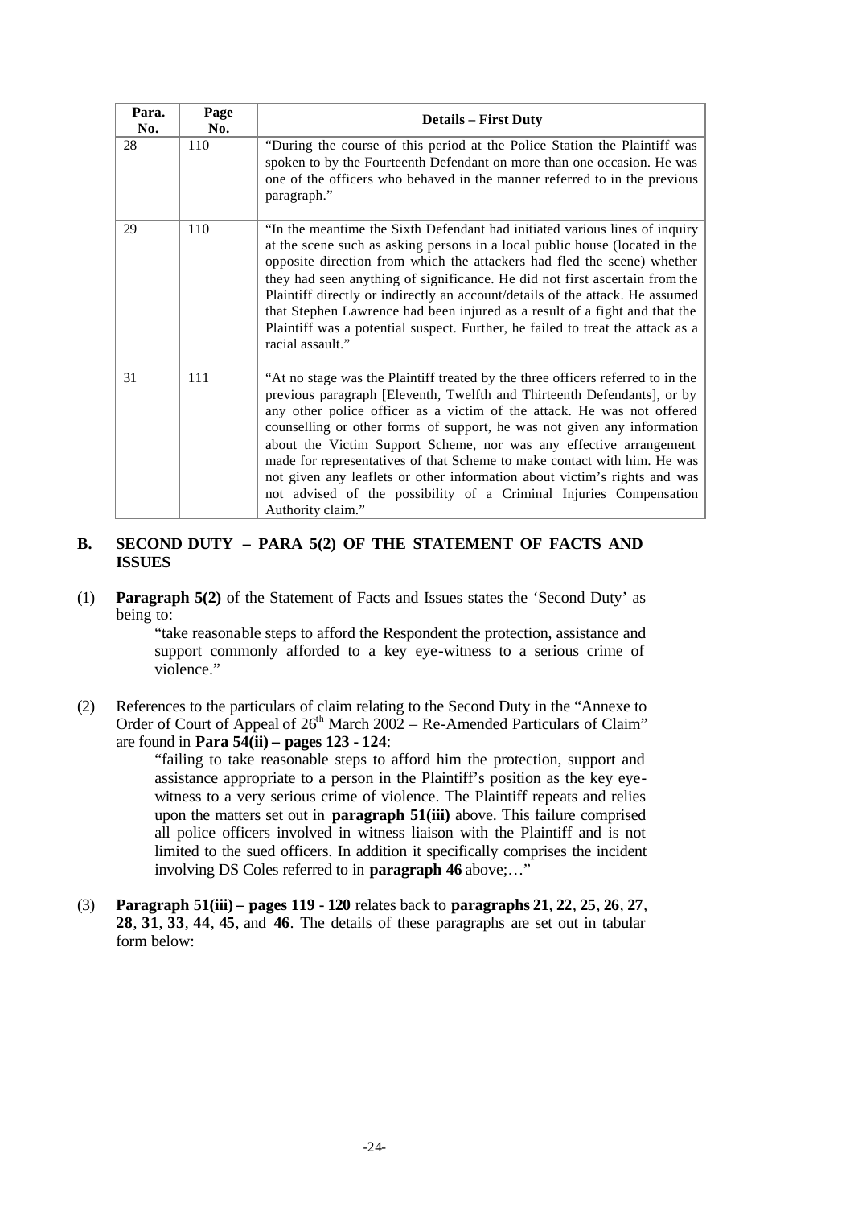| Para. No. | Page No. | Details – First Duty |
|---|---|---|
| 28 | 110 | "During the course of this period at the Police Station the Plaintiff was spoken to by the Fourteenth Defendant on more than one occasion. He was one of the officers who behaved in the manner referred to in the previous paragraph." |
| 29 | 110 | "In the meantime the Sixth Defendant had initiated various lines of inquiry at the scene such as asking persons in a local public house (located in the opposite direction from which the attackers had fled the scene) whether they had seen anything of significance. He did not first ascertain from the Plaintiff directly or indirectly an account/details of the attack. He assumed that Stephen Lawrence had been injured as a result of a fight and that the Plaintiff was a potential suspect. Further, he failed to treat the attack as a racial assault." |
| 31 | 111 | "At no stage was the Plaintiff treated by the three officers referred to in the previous paragraph [Eleventh, Twelfth and Thirteenth Defendants], or by any other police officer as a victim of the attack. He was not offered counselling or other forms of support, he was not given any information about the Victim Support Scheme, nor was any effective arrangement made for representatives of that Scheme to make contact with him. He was not given any leaflets or other information about victim's rights and was not advised of the possibility of a Criminal Injuries Compensation Authority claim." |

## B. SECOND DUTY – PARA 5(2) OF THE STATEMENT OF FACTS AND ISSUES

(1) **Paragraph 5(2)** of the Statement of Facts and Issues states the 'Second Duty' as being to:

> "take reasonable steps to afford the Respondent the protection, assistance and support commonly afforded to a key eye-witness to a serious crime of violence."

(2) References to the particulars of claim relating to the Second Duty in the "Annexe to Order of Court of Appeal of 26th March 2002 – Re-Amended Particulars of Claim" are found in **Para 54(ii) – pages 123 - 124**:

> "failing to take reasonable steps to afford him the protection, support and assistance appropriate to a person in the Plaintiff's position as the key eye-witness to a very serious crime of violence. The Plaintiff repeats and relies upon the matters set out in **paragraph 51(iii)** above. This failure comprised all police officers involved in witness liaison with the Plaintiff and is not limited to the sued officers. In addition it specifically comprises the incident involving DS Coles referred to in **paragraph 46** above;…"

(3) **Paragraph 51(iii) – pages 119 - 120** relates back to **paragraphs 21**, **22**, **25**, **26**, **27**, **28**, **31**, **33**, **44**, **45**, and **46**. The details of these paragraphs are set out in tabular form below: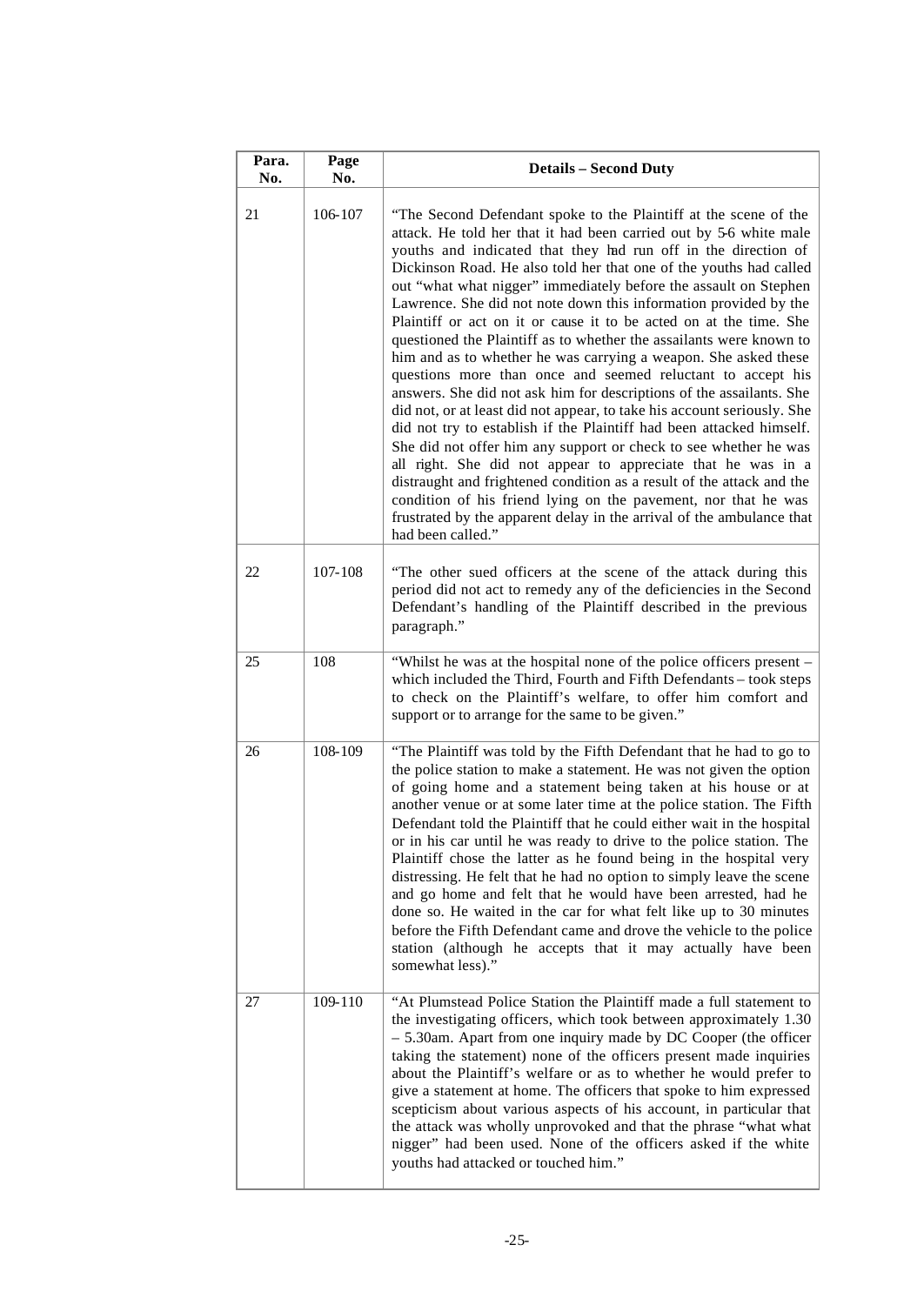| Para. No. | Page No. | Details – Second Duty |
|---|---|---|
| 21 | 106-107 | "The Second Defendant spoke to the Plaintiff at the scene of the attack. He told her that it had been carried out by 5-6 white male youths and indicated that they had run off in the direction of Dickinson Road. He also told her that one of the youths had called out "what what nigger" immediately before the assault on Stephen Lawrence. She did not note down this information provided by the Plaintiff or act on it or cause it to be acted on at the time. She questioned the Plaintiff as to whether the assailants were known to him and as to whether he was carrying a weapon. She asked these questions more than once and seemed reluctant to accept his answers. She did not ask him for descriptions of the assailants. She did not, or at least did not appear, to take his account seriously. She did not try to establish if the Plaintiff had been attacked himself. She did not offer him any support or check to see whether he was all right. She did not appear to appreciate that he was in a distraught and frightened condition as a result of the attack and the condition of his friend lying on the pavement, nor that he was frustrated by the apparent delay in the arrival of the ambulance that had been called." |
| 22 | 107-108 | "The other sued officers at the scene of the attack during this period did not act to remedy any of the deficiencies in the Second Defendant's handling of the Plaintiff described in the previous paragraph." |
| 25 | 108 | "Whilst he was at the hospital none of the police officers present – which included the Third, Fourth and Fifth Defendants – took steps to check on the Plaintiff's welfare, to offer him comfort and support or to arrange for the same to be given." |
| 26 | 108-109 | "The Plaintiff was told by the Fifth Defendant that he had to go to the police station to make a statement. He was not given the option of going home and a statement being taken at his house or at another venue or at some later time at the police station. The Fifth Defendant told the Plaintiff that he could either wait in the hospital or in his car until he was ready to drive to the police station. The Plaintiff chose the latter as he found being in the hospital very distressing. He felt that he had no option to simply leave the scene and go home and felt that he would have been arrested, had he done so. He waited in the car for what felt like up to 30 minutes before the Fifth Defendant came and drove the vehicle to the police station (although he accepts that it may actually have been somewhat less)." |
| 27 | 109-110 | "At Plumstead Police Station the Plaintiff made a full statement to the investigating officers, which took between approximately 1.30 – 5.30am. Apart from one inquiry made by DC Cooper (the officer taking the statement) none of the officers present made inquiries about the Plaintiff's welfare or as to whether he would prefer to give a statement at home. The officers that spoke to him expressed scepticism about various aspects of his account, in particular that the attack was wholly unprovoked and that the phrase "what what nigger" had been used. None of the officers asked if the white youths had attacked or touched him." |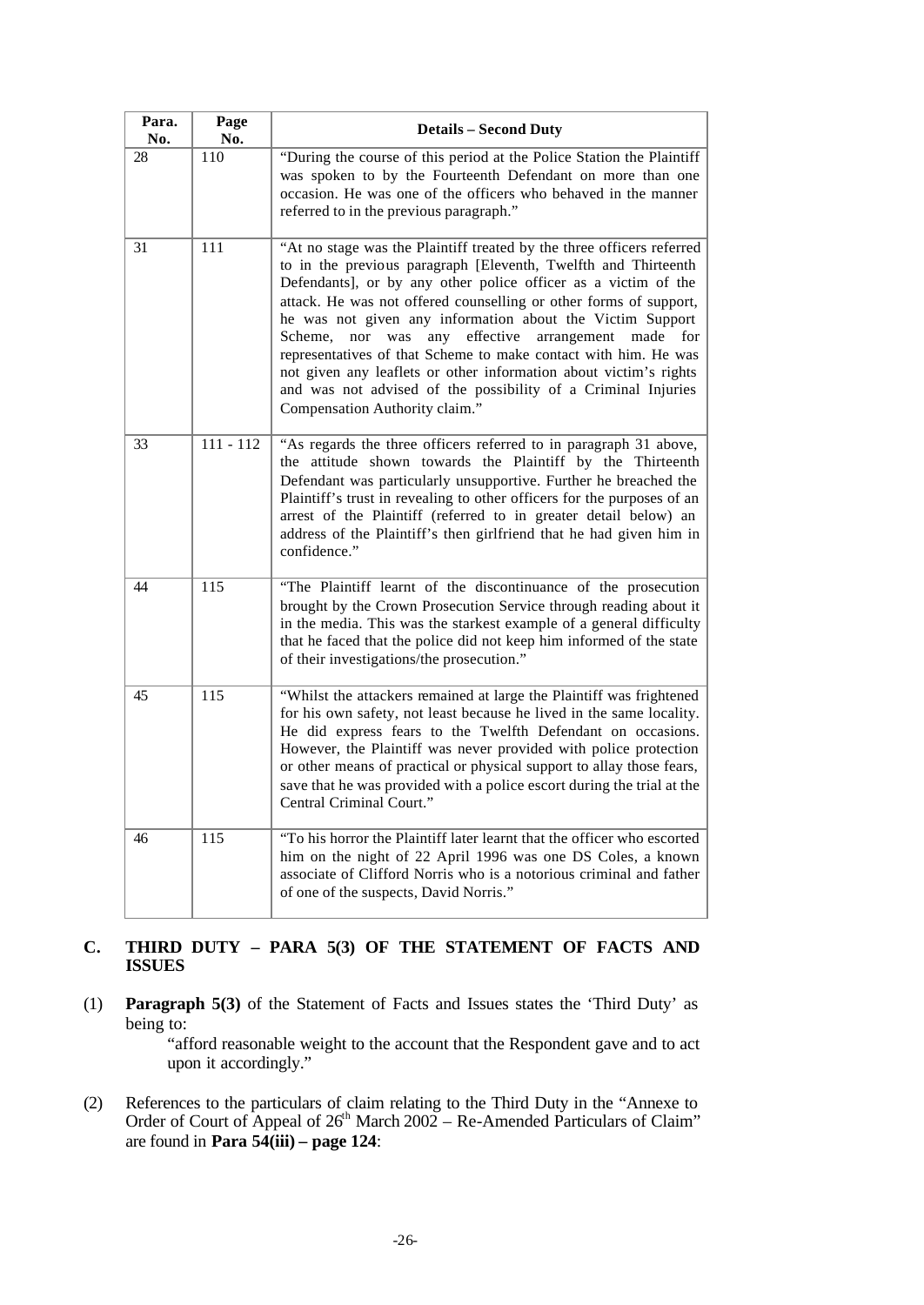| Para. No. | Page No. | Details – Second Duty |
|---|---|---|
| 28 | 110 | "During the course of this period at the Police Station the Plaintiff was spoken to by the Fourteenth Defendant on more than one occasion. He was one of the officers who behaved in the manner referred to in the previous paragraph." |
| 31 | 111 | "At no stage was the Plaintiff treated by the three officers referred to in the previous paragraph [Eleventh, Twelfth and Thirteenth Defendants], or by any other police officer as a victim of the attack. He was not offered counselling or other forms of support, he was not given any information about the Victim Support Scheme, nor was any effective arrangement made for representatives of that Scheme to make contact with him. He was not given any leaflets or other information about victim's rights and was not advised of the possibility of a Criminal Injuries Compensation Authority claim." |
| 33 | 111 - 112 | "As regards the three officers referred to in paragraph 31 above, the attitude shown towards the Plaintiff by the Thirteenth Defendant was particularly unsupportive. Further he breached the Plaintiff's trust in revealing to other officers for the purposes of an arrest of the Plaintiff (referred to in greater detail below) an address of the Plaintiff's then girlfriend that he had given him in confidence." |
| 44 | 115 | "The Plaintiff learnt of the discontinuance of the prosecution brought by the Crown Prosecution Service through reading about it in the media. This was the starkest example of a general difficulty that he faced that the police did not keep him informed of the state of their investigations/the prosecution." |
| 45 | 115 | "Whilst the attackers remained at large the Plaintiff was frightened for his own safety, not least because he lived in the same locality. He did express fears to the Twelfth Defendant on occasions. However, the Plaintiff was never provided with police protection or other means of practical or physical support to allay those fears, save that he was provided with a police escort during the trial at the Central Criminal Court." |
| 46 | 115 | "To his horror the Plaintiff later learnt that the officer who escorted him on the night of 22 April 1996 was one DS Coles, a known associate of Clifford Norris who is a notorious criminal and father of one of the suspects, David Norris." |

## C. THIRD DUTY – PARA 5(3) OF THE STATEMENT OF FACTS AND ISSUES

(1) **Paragraph 5(3)** of the Statement of Facts and Issues states the 'Third Duty' as being to:

> "afford reasonable weight to the account that the Respondent gave and to act upon it accordingly."

(2) References to the particulars of claim relating to the Third Duty in the "Annexe to Order of Court of Appeal of 26th March 2002 – Re-Amended Particulars of Claim" are found in **Para 54(iii) – page 124**: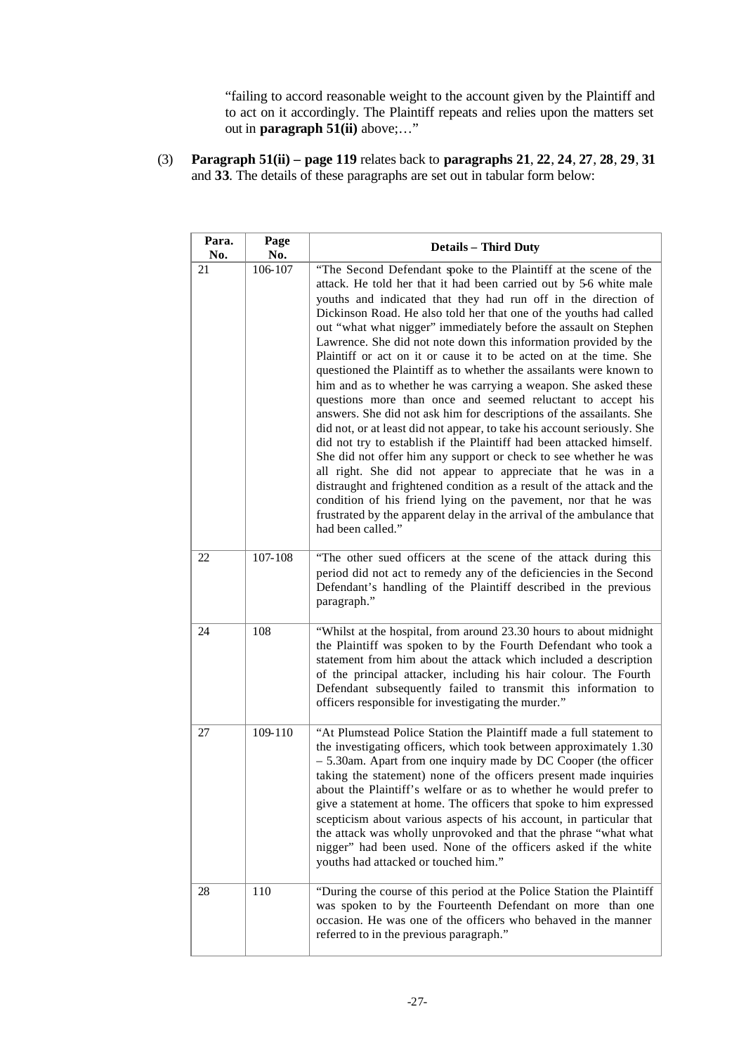"failing to accord reasonable weight to the account given by the Plaintiff and to act on it accordingly. The Plaintiff repeats and relies upon the matters set out in **paragraph 51(ii)** above;…"

(3) **Paragraph 51(ii) – page 119** relates back to **paragraphs 21**, **22**, **24**, **27**, **28**, **29**, **31** and **33**. The details of these paragraphs are set out in tabular form below:

| Para. No. | Page No. | Details – Third Duty |
|---|---|---|
| 21 | 106-107 | "The Second Defendant spoke to the Plaintiff at the scene of the attack. He told her that it had been carried out by 5-6 white male youths and indicated that they had run off in the direction of Dickinson Road. He also told her that one of the youths had called out "what what nigger" immediately before the assault on Stephen Lawrence. She did not note down this information provided by the Plaintiff or act on it or cause it to be acted on at the time. She questioned the Plaintiff as to whether the assailants were known to him and as to whether he was carrying a weapon. She asked these questions more than once and seemed reluctant to accept his answers. She did not ask him for descriptions of the assailants. She did not, or at least did not appear, to take his account seriously. She did not try to establish if the Plaintiff had been attacked himself. She did not offer him any support or check to see whether he was all right. She did not appear to appreciate that he was in a distraught and frightened condition as a result of the attack and the condition of his friend lying on the pavement, nor that he was frustrated by the apparent delay in the arrival of the ambulance that had been called." |
| 22 | 107-108 | "The other sued officers at the scene of the attack during this period did not act to remedy any of the deficiencies in the Second Defendant's handling of the Plaintiff described in the previous paragraph." |
| 24 | 108 | "Whilst at the hospital, from around 23.30 hours to about midnight the Plaintiff was spoken to by the Fourth Defendant who took a statement from him about the attack which included a description of the principal attacker, including his hair colour. The Fourth Defendant subsequently failed to transmit this information to officers responsible for investigating the murder." |
| 27 | 109-110 | "At Plumstead Police Station the Plaintiff made a full statement to the investigating officers, which took between approximately 1.30 – 5.30am. Apart from one inquiry made by DC Cooper (the officer taking the statement) none of the officers present made inquiries about the Plaintiff's welfare or as to whether he would prefer to give a statement at home. The officers that spoke to him expressed scepticism about various aspects of his account, in particular that the attack was wholly unprovoked and that the phrase "what what nigger" had been used. None of the officers asked if the white youths had attacked or touched him." |
| 28 | 110 | "During the course of this period at the Police Station the Plaintiff was spoken to by the Fourteenth Defendant on more than one occasion. He was one of the officers who behaved in the manner referred to in the previous paragraph." |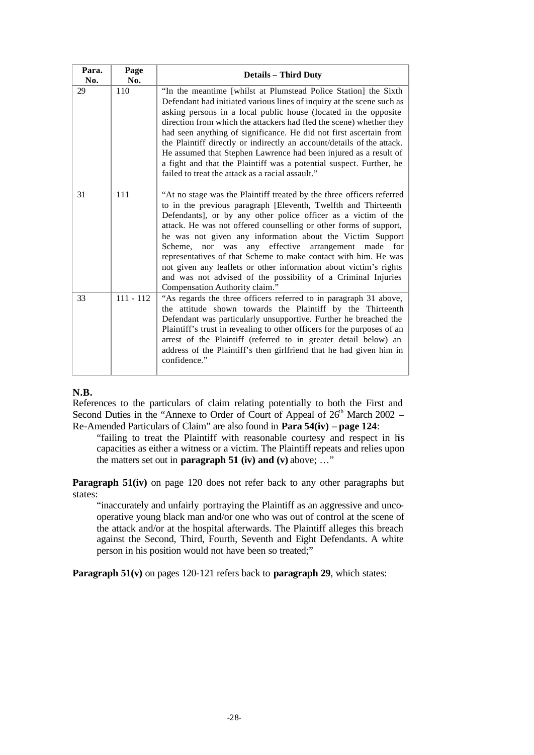| Para. No. | Page No. | Details – Third Duty |
|---|---|---|
| 29 | 110 | "In the meantime [whilst at Plumstead Police Station] the Sixth Defendant had initiated various lines of inquiry at the scene such as asking persons in a local public house (located in the opposite direction from which the attackers had fled the scene) whether they had seen anything of significance. He did not first ascertain from the Plaintiff directly or indirectly an account/details of the attack. He assumed that Stephen Lawrence had been injured as a result of a fight and that the Plaintiff was a potential suspect. Further, he failed to treat the attack as a racial assault." |
| 31 | 111 | "At no stage was the Plaintiff treated by the three officers referred to in the previous paragraph [Eleventh, Twelfth and Thirteenth Defendants], or by any other police officer as a victim of the attack. He was not offered counselling or other forms of support, he was not given any information about the Victim Support Scheme, nor was any effective arrangement made for representatives of that Scheme to make contact with him. He was not given any leaflets or other information about victim's rights and was not advised of the possibility of a Criminal Injuries Compensation Authority claim." |
| 33 | 111 - 112 | "As regards the three officers referred to in paragraph 31 above, the attitude shown towards the Plaintiff by the Thirteenth Defendant was particularly unsupportive. Further he breached the Plaintiff's trust in revealing to other officers for the purposes of an arrest of the Plaintiff (referred to in greater detail below) an address of the Plaintiff's then girlfriend that he had given him in confidence." |

**N.B.**

References to the particulars of claim relating potentially to both the First and Second Duties in the "Annexe to Order of Court of Appeal of 26th March 2002 – Re-Amended Particulars of Claim" are also found in **Para 54(iv) – page 124**:

> "failing to treat the Plaintiff with reasonable courtesy and respect in his capacities as either a witness or a victim. The Plaintiff repeats and relies upon the matters set out in **paragraph 51 (iv) and (v)** above; …"

**Paragraph 51(iv)** on page 120 does not refer back to any other paragraphs but states:

> "inaccurately and unfairly portraying the Plaintiff as an aggressive and unco-operative young black man and/or one who was out of control at the scene of the attack and/or at the hospital afterwards. The Plaintiff alleges this breach against the Second, Third, Fourth, Seventh and Eight Defendants. A white person in his position would not have been so treated;"

**Paragraph 51(v)** on pages 120-121 refers back to **paragraph 29**, which states: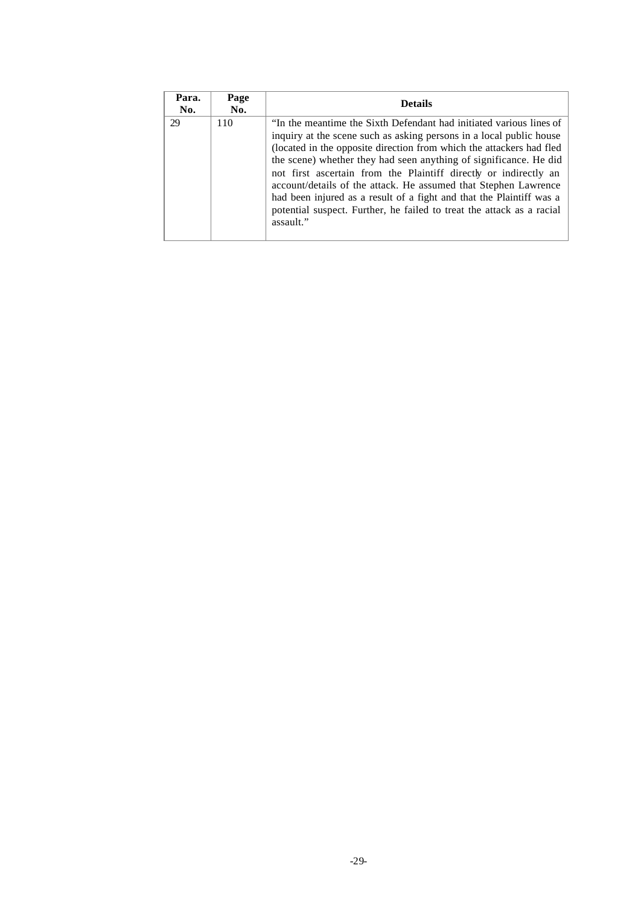| Para. No. | Page No. | Details |
| --- | --- | --- |
| 29 | 110 | "In the meantime the Sixth Defendant had initiated various lines of inquiry at the scene such as asking persons in a local public house (located in the opposite direction from which the attackers had fled the scene) whether they had seen anything of significance. He did not first ascertain from the Plaintiff directly or indirectly an account/details of the attack. He assumed that Stephen Lawrence had been injured as a result of a fight and that the Plaintiff was a potential suspect. Further, he failed to treat the attack as a racial assault." |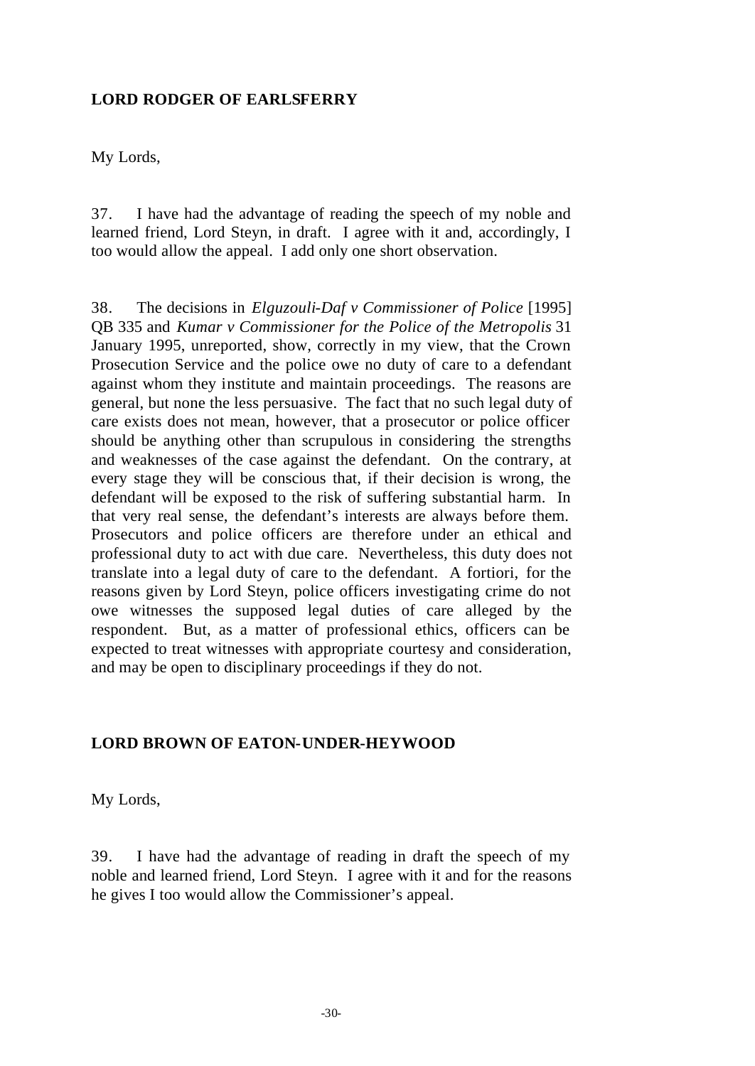**LORD RODGER OF EARLSFERRY**

My Lords,

37. I have had the advantage of reading the speech of my noble and learned friend, Lord Steyn, in draft. I agree with it and, accordingly, I too would allow the appeal. I add only one short observation.

38. The decisions in *Elguzouli-Daf v Commissioner of Police* [1995] QB 335 and *Kumar v Commissioner for the Police of the Metropolis* 31 January 1995, unreported, show, correctly in my view, that the Crown Prosecution Service and the police owe no duty of care to a defendant against whom they institute and maintain proceedings. The reasons are general, but none the less persuasive. The fact that no such legal duty of care exists does not mean, however, that a prosecutor or police officer should be anything other than scrupulous in considering the strengths and weaknesses of the case against the defendant. On the contrary, at every stage they will be conscious that, if their decision is wrong, the defendant will be exposed to the risk of suffering substantial harm. In that very real sense, the defendant's interests are always before them. Prosecutors and police officers are therefore under an ethical and professional duty to act with due care. Nevertheless, this duty does not translate into a legal duty of care to the defendant. A fortiori, for the reasons given by Lord Steyn, police officers investigating crime do not owe witnesses the supposed legal duties of care alleged by the respondent. But, as a matter of professional ethics, officers can be expected to treat witnesses with appropriate courtesy and consideration, and may be open to disciplinary proceedings if they do not.

**LORD BROWN OF EATON-UNDER-HEYWOOD**

My Lords,

39. I have had the advantage of reading in draft the speech of my noble and learned friend, Lord Steyn. I agree with it and for the reasons he gives I too would allow the Commissioner's appeal.